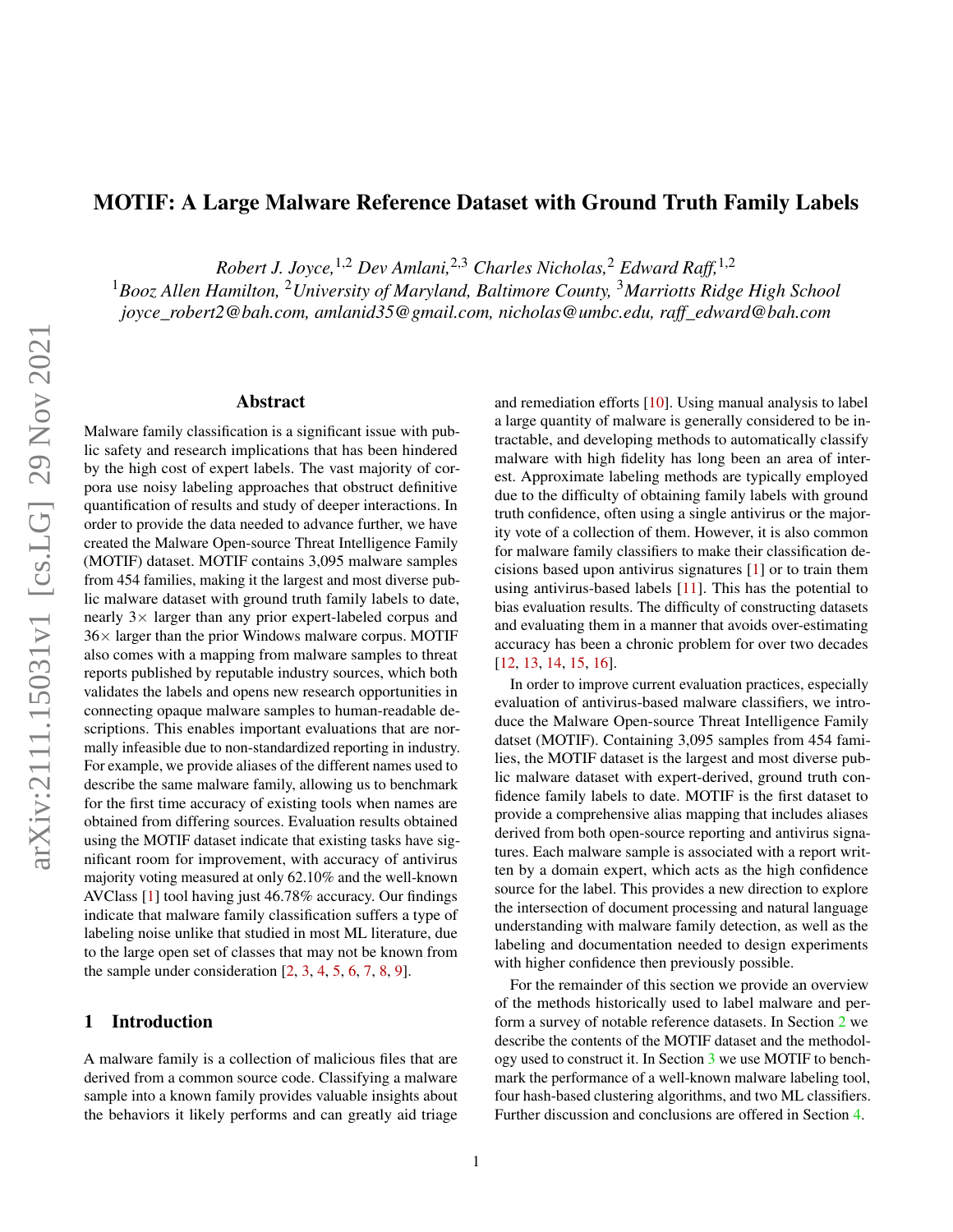# MOTIF: A Large Malware Reference Dataset with Ground Truth Family Labels

*Robert J. Joyce,*[1,2] *Dev Amlani,*[2,3] *Charles Nicholas,*[2] *Edward Raff,*[1,2]

[1]*Booz Allen Hamilton,* [2]*University of Maryland, Baltimore County,* [3]*Marriotts Ridge High School*
*joyce_robert2@bah.com, amlanid35@gmail.com, nicholas@umbc.edu, raff_edward@bah.com*

## Abstract

Malware family classification is a significant issue with public safety and research implications that has been hindered by the high cost of expert labels. The vast majority of corpora use noisy labeling approaches that obstruct definitive quantification of results and study of deeper interactions. In order to provide the data needed to advance further, we have created the Malware Open-source Threat Intelligence Family (MOTIF) dataset. MOTIF contains 3,095 malware samples from 454 families, making it the largest and most diverse public malware dataset with ground truth family labels to date, nearly 3× larger than any prior expert-labeled corpus and 36× larger than the prior Windows malware corpus. MOTIF also comes with a mapping from malware samples to threat reports published by reputable industry sources, which both validates the labels and opens new research opportunities in connecting opaque malware samples to human-readable descriptions. This enables important evaluations that are normally infeasible due to non-standardized reporting in industry. For example, we provide aliases of the different names used to describe the same malware family, allowing us to benchmark for the first time accuracy of existing tools when names are obtained from differing sources. Evaluation results obtained using the MOTIF dataset indicate that existing tasks have significant room for improvement, with accuracy of antivirus majority voting measured at only 62.10% and the well-known AVClass [1] tool having just 46.78% accuracy. Our findings indicate that malware family classification suffers a type of labeling noise unlike that studied in most ML literature, due to the large open set of classes that may not be known from the sample under consideration [2, 3, 4, 5, 6, 7, 8, 9].

## 1 Introduction

A malware family is a collection of malicious files that are derived from a common source code. Classifying a malware sample into a known family provides valuable insights about the behaviors it likely performs and can greatly aid triage and remediation efforts [10]. Using manual analysis to label a large quantity of malware is generally considered to be intractable, and developing methods to automatically classify malware with high fidelity has long been an area of interest. Approximate labeling methods are typically employed due to the difficulty of obtaining family labels with ground truth confidence, often using a single antivirus or the majority vote of a collection of them. However, it is also common for malware family classifiers to make their classification decisions based upon antivirus signatures [1] or to train them using antivirus-based labels [11]. This has the potential to bias evaluation results. The difficulty of constructing datasets and evaluating them in a manner that avoids over-estimating accuracy has been a chronic problem for over two decades [12, 13, 14, 15, 16].

In order to improve current evaluation practices, especially evaluation of antivirus-based malware classifiers, we introduce the Malware Open-source Threat Intelligence Family datset (MOTIF). Containing 3,095 samples from 454 families, the MOTIF dataset is the largest and most diverse public malware dataset with expert-derived, ground truth confidence family labels to date. MOTIF is the first dataset to provide a comprehensive alias mapping that includes aliases derived from both open-source reporting and antivirus signatures. Each malware sample is associated with a report written by a domain expert, which acts as the high confidence source for the label. This provides a new direction to explore the intersection of document processing and natural language understanding with malware family detection, as well as the labeling and documentation needed to design experiments with higher confidence then previously possible.

For the remainder of this section we provide an overview of the methods historically used to label malware and perform a survey of notable reference datasets. In Section 2 we describe the contents of the MOTIF dataset and the methodology used to construct it. In Section 3 we use MOTIF to benchmark the performance of a well-known malware labeling tool, four hash-based clustering algorithms, and two ML classifiers. Further discussion and conclusions are offered in Section 4.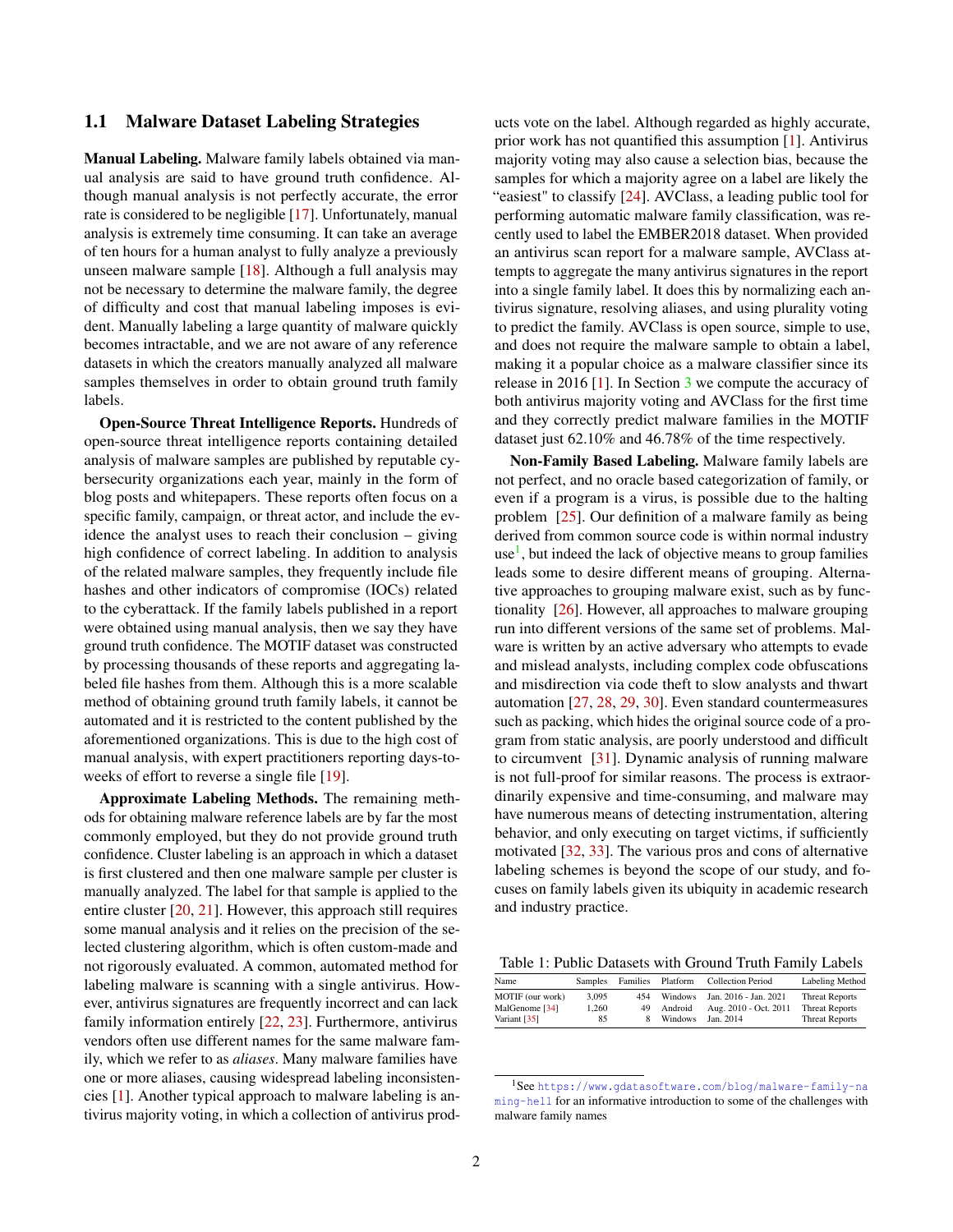### 1.1 Malware Dataset Labeling Strategies

**Manual Labeling.** Malware family labels obtained via manual analysis are said to have ground truth confidence. Although manual analysis is not perfectly accurate, the error rate is considered to be negligible [17]. Unfortunately, manual analysis is extremely time consuming. It can take an average of ten hours for a human analyst to fully analyze a previously unseen malware sample [18]. Although a full analysis may not be necessary to determine the malware family, the degree of difficulty and cost that manual labeling imposes is evident. Manually labeling a large quantity of malware quickly becomes intractable, and we are not aware of any reference datasets in which the creators manually analyzed all malware samples themselves in order to obtain ground truth family labels.

**Open-Source Threat Intelligence Reports.** Hundreds of open-source threat intelligence reports containing detailed analysis of malware samples are published by reputable cybersecurity organizations each year, mainly in the form of blog posts and whitepapers. These reports often focus on a specific family, campaign, or threat actor, and include the evidence the analyst uses to reach their conclusion – giving high confidence of correct labeling. In addition to analysis of the related malware samples, they frequently include file hashes and other indicators of compromise (IOCs) related to the cyberattack. If the family labels published in a report were obtained using manual analysis, then we say they have ground truth confidence. The MOTIF dataset was constructed by processing thousands of these reports and aggregating labeled file hashes from them. Although this is a more scalable method of obtaining ground truth family labels, it cannot be automated and it is restricted to the content published by the aforementioned organizations. This is due to the high cost of manual analysis, with expert practitioners reporting days-to-weeks of effort to reverse a single file [19].

**Approximate Labeling Methods.** The remaining methods for obtaining malware reference labels are by far the most commonly employed, but they do not provide ground truth confidence. Cluster labeling is an approach in which a dataset is first clustered and then one malware sample per cluster is manually analyzed. The label for that sample is applied to the entire cluster [20, 21]. However, this approach still requires some manual analysis and it relies on the precision of the selected clustering algorithm, which is often custom-made and not rigorously evaluated. A common, automated method for labeling malware is scanning with a single antivirus. However, antivirus signatures are frequently incorrect and can lack family information entirely [22, 23]. Furthermore, antivirus vendors often use different names for the same malware family, which we refer to as *aliases*. Many malware families have one or more aliases, causing widespread labeling inconsistencies [1]. Another typical approach to malware labeling is antivirus majority voting, in which a collection of antivirus products vote on the label. Although regarded as highly accurate, prior work has not quantified this assumption [1]. Antivirus majority voting may also cause a selection bias, because the samples for which a majority agree on a label are likely the "easiest" to classify [24]. AVClass, a leading public tool for performing automatic malware family classification, was recently used to label the EMBER2018 dataset. When provided an antivirus scan report for a malware sample, AVClass attempts to aggregate the many antivirus signatures in the report into a single family label. It does this by normalizing each antivirus signature, resolving aliases, and using plurality voting to predict the family. AVClass is open source, simple to use, and does not require the malware sample to obtain a label, making it a popular choice as a malware classifier since its release in 2016 [1]. In Section 3 we compute the accuracy of both antivirus majority voting and AVClass for the first time and they correctly predict malware families in the MOTIF dataset just 62.10% and 46.78% of the time respectively.

**Non-Family Based Labeling.** Malware family labels are not perfect, and no oracle based categorization of family, or even if a program is a virus, is possible due to the halting problem [25]. Our definition of a malware family as being derived from common source code is within normal industry use[1], but indeed the lack of objective means to group families leads some to desire different means of grouping. Alternative approaches to grouping malware exist, such as by functionality [26]. However, all approaches to malware grouping run into different versions of the same set of problems. Malware is written by an active adversary who attempts to evade and mislead analysts, including complex code obfuscations and misdirection via code theft to slow analysts and thwart automation [27, 28, 29, 30]. Even standard countermeasures such as packing, which hides the original source code of a program from static analysis, are poorly understood and difficult to circumvent [31]. Dynamic analysis of running malware is not full-proof for similar reasons. The process is extraordinarily expensive and time-consuming, and malware may have numerous means of detecting instrumentation, altering behavior, and only executing on target victims, if sufficiently motivated [32, 33]. The various pros and cons of alternative labeling schemes is beyond the scope of our study, and focuses on family labels given its ubiquity in academic research and industry practice.

Table 1: Public Datasets with Ground Truth Family Labels

| Name | Samples | Families | Platform | Collection Period | Labeling Method |
|---|---|---|---|---|---|
| MOTIF (our work) | 3,095 | 454 | Windows | Jan. 2016 - Jan. 2021 | Threat Reports |
| MalGenome [34] | 1,260 | 49 | Android | Aug. 2010 - Oct. 2011 | Threat Reports |
| Variant [35] | 85 | 8 | Windows | Jan. 2014 | Threat Reports |

[1] See https://www.gdatasoftware.com/blog/malware-family-naming-hell for an informative introduction to some of the challenges with malware family names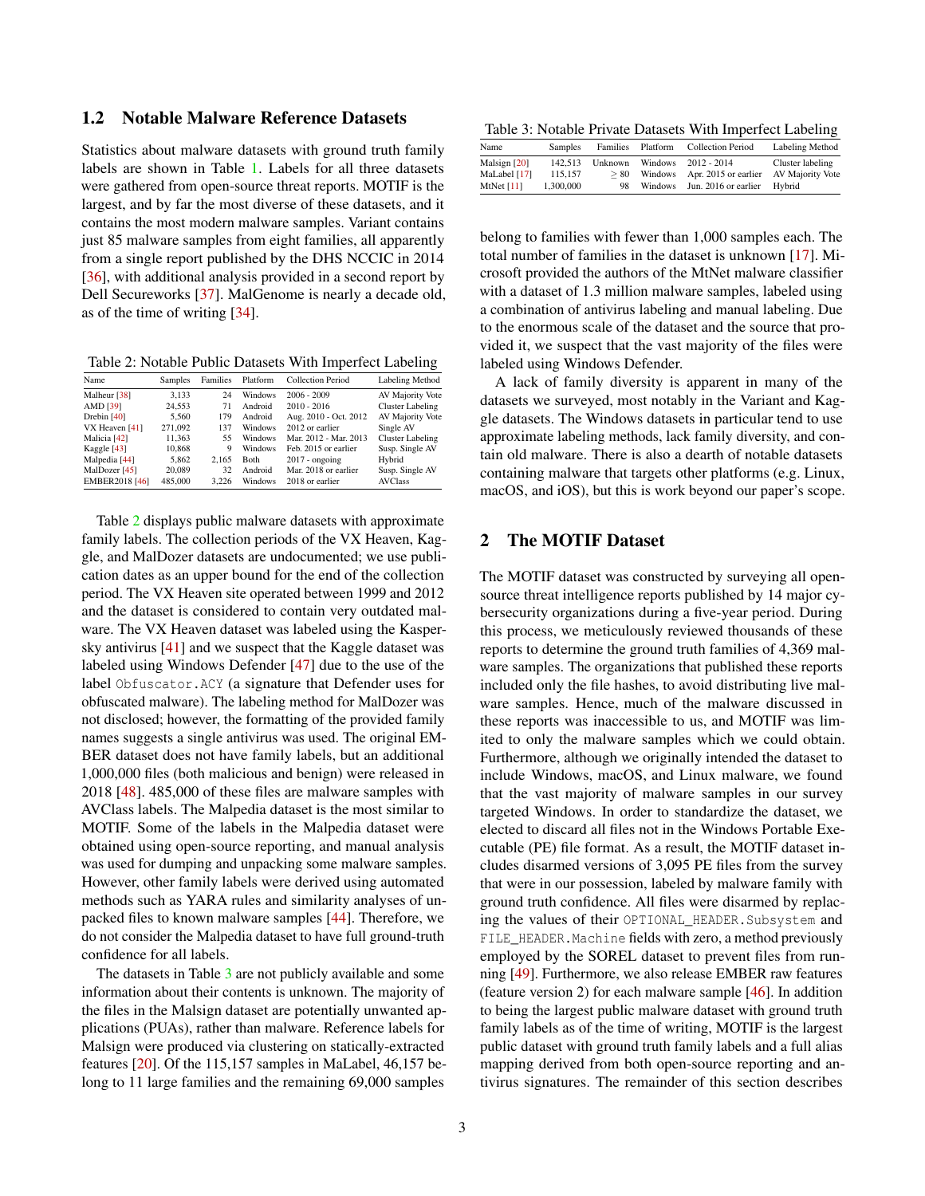### 1.2 Notable Malware Reference Datasets

Statistics about malware datasets with ground truth family labels are shown in Table 1. Labels for all three datasets were gathered from open-source threat reports. MOTIF is the largest, and by far the most diverse of these datasets, and it contains the most modern malware samples. Variant contains just 85 malware samples from eight families, all apparently from a single report published by the DHS NCCIC in 2014 [36], with additional analysis provided in a second report by Dell Secureworks [37]. MalGenome is nearly a decade old, as of the time of writing [34].

Table 2: Notable Public Datasets With Imperfect Labeling

| Name | Samples | Families | Platform | Collection Period | Labeling Method |
|---|---|---|---|---|---|
| Malheur [38] | 3,133 | 24 | Windows | 2006 - 2009 | AV Majority Vote |
| AMD [39] | 24,553 | 71 | Android | 2010 - 2016 | Cluster Labeling |
| Drebin [40] | 5,560 | 179 | Android | Aug. 2010 - Oct. 2012 | AV Majority Vote |
| VX Heaven [41] | 271,092 | 137 | Windows | 2012 or earlier | Single AV |
| Malicia [42] | 11,363 | 55 | Windows | Mar. 2012 - Mar. 2013 | Cluster Labeling |
| Kaggle [43] | 10,868 | 9 | Windows | Feb. 2015 or earlier | Susp. Single AV |
| Malpedia [44] | 5,862 | 2,165 | Both | 2017 - ongoing | Hybrid |
| MalDozer [45] | 20,089 | 32 | Android | Mar. 2018 or earlier | Susp. Single AV |
| EMBER2018 [46] | 485,000 | 3,226 | Windows | 2018 or earlier | AVClass |

Table 2 displays public malware datasets with approximate family labels. The collection periods of the VX Heaven, Kaggle, and MalDozer datasets are undocumented; we use publication dates as an upper bound for the end of the collection period. The VX Heaven site operated between 1999 and 2012 and the dataset is considered to contain very outdated malware. The VX Heaven dataset was labeled using the Kaspersky antivirus [41] and we suspect that the Kaggle dataset was labeled using Windows Defender [47] due to the use of the label `Obfuscator.ACY` (a signature that Defender uses for obfuscated malware). The labeling method for MalDozer was not disclosed; however, the formatting of the provided family names suggests a single antivirus was used. The original EMBER dataset does not have family labels, but an additional 1,000,000 files (both malicious and benign) were released in 2018 [48]. 485,000 of these files are malware samples with AVClass labels. The Malpedia dataset is the most similar to MOTIF. Some of the labels in the Malpedia dataset were obtained using open-source reporting, and manual analysis was used for dumping and unpacking some malware samples. However, other family labels were derived using automated methods such as YARA rules and similarity analyses of unpacked files to known malware samples [44]. Therefore, we do not consider the Malpedia dataset to have full ground-truth confidence for all labels.

The datasets in Table 3 are not publicly available and some information about their contents is unknown. The majority of the files in the Malsign dataset are potentially unwanted applications (PUAs), rather than malware. Reference labels for Malsign were produced via clustering on statically-extracted features [20]. Of the 115,157 samples in MaLabel, 46,157 belong to 11 large families and the remaining 69,000 samples

Table 3: Notable Private Datasets With Imperfect Labeling

| Name | Samples | Families | Platform | Collection Period | Labeling Method |
|---|---|---|---|---|---|
| Malsign [20] | 142,513 | Unknown | Windows | 2012 - 2014 | Cluster labeling |
| MaLabel [17] | 115,157 | $\geq 80$ | Windows | Apr. 2015 or earlier | AV Majority Vote |
| MtNet [11] | 1,300,000 | 98 | Windows | Jun. 2016 or earlier | Hybrid |

belong to families with fewer than 1,000 samples each. The total number of families in the dataset is unknown [17]. Microsoft provided the authors of the MtNet malware classifier with a dataset of 1.3 million malware samples, labeled using a combination of antivirus labeling and manual labeling. Due to the enormous scale of the dataset and the source that provided it, we suspect that the vast majority of the files were labeled using Windows Defender.

A lack of family diversity is apparent in many of the datasets we surveyed, most notably in the Variant and Kaggle datasets. The Windows datasets in particular tend to use approximate labeling methods, lack family diversity, and contain old malware. There is also a dearth of notable datasets containing malware that targets other platforms (e.g. Linux, macOS, and iOS), but this is work beyond our paper's scope.

## 2 The MOTIF Dataset

The MOTIF dataset was constructed by surveying all open-source threat intelligence reports published by 14 major cybersecurity organizations during a five-year period. During this process, we meticulously reviewed thousands of these reports to determine the ground truth families of 4,369 malware samples. The organizations that published these reports included only the file hashes, to avoid distributing live malware samples. Hence, much of the malware discussed in these reports was inaccessible to us, and MOTIF was limited to only the malware samples which we could obtain. Furthermore, although we originally intended the dataset to include Windows, macOS, and Linux malware, we found that the vast majority of malware samples in our survey targeted Windows. In order to standardize the dataset, we elected to discard all files not in the Windows Portable Executable (PE) file format. As a result, the MOTIF dataset includes disarmed versions of 3,095 PE files from the survey that were in our possession, labeled by malware family with ground truth confidence. All files were disarmed by replacing the values of their `OPTIONAL_HEADER.Subsystem` and `FILE_HEADER.Machine` fields with zero, a method previously employed by the SOREL dataset to prevent files from running [49]. Furthermore, we also release EMBER raw features (feature version 2) for each malware sample [46]. In addition to being the largest public malware dataset with ground truth family labels as of the time of writing, MOTIF is the largest public dataset with ground truth family labels and a full alias mapping derived from both open-source reporting and antivirus signatures. The remainder of this section describes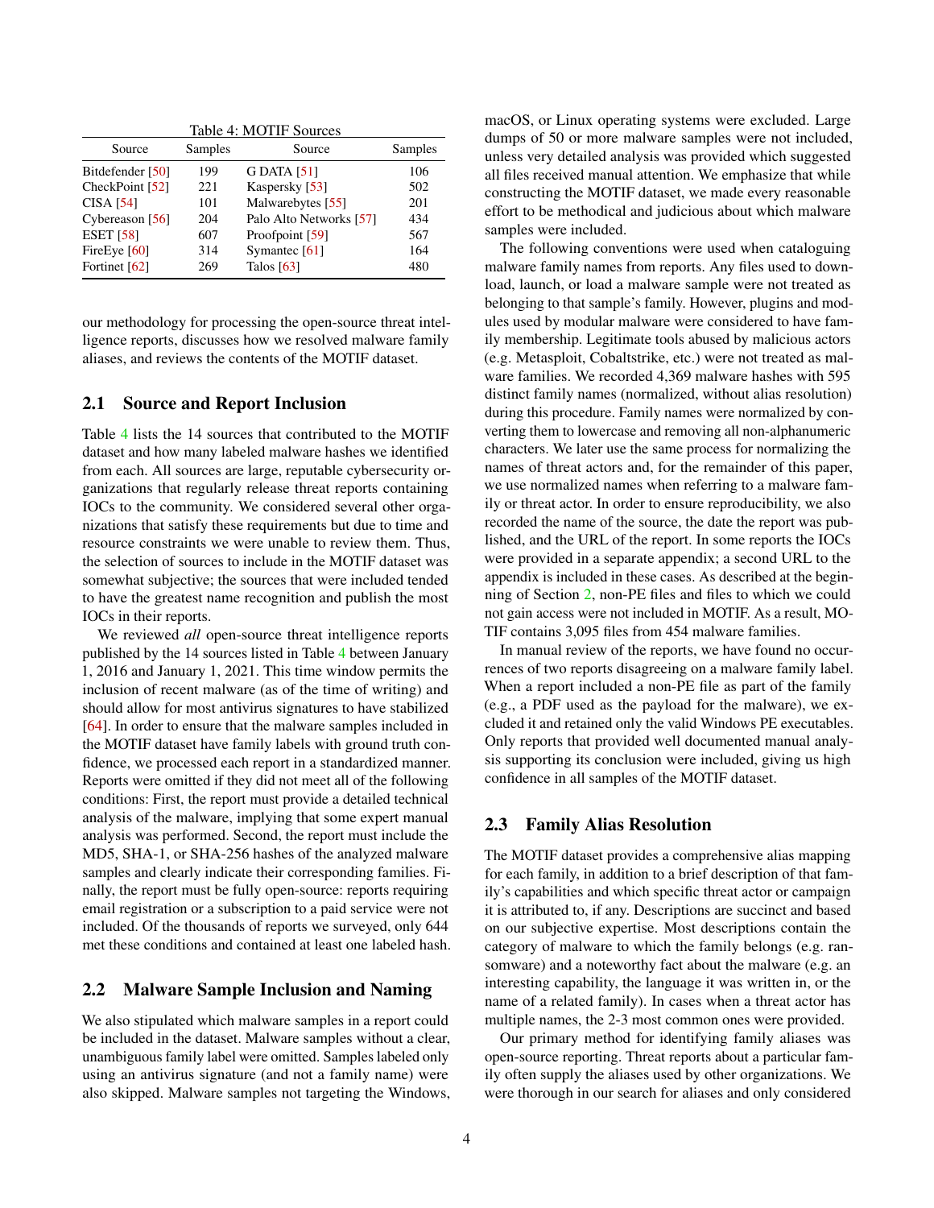Table 4: MOTIF Sources

| Source | Samples | Source | Samples |
|---|---|---|---|
| Bitdefender [50] | 199 | G DATA [51] | 106 |
| CheckPoint [52] | 221 | Kaspersky [53] | 502 |
| CISA [54] | 101 | Malwarebytes [55] | 201 |
| Cybereason [56] | 204 | Palo Alto Networks [57] | 434 |
| ESET [58] | 607 | Proofpoint [59] | 567 |
| FireEye [60] | 314 | Symantec [61] | 164 |
| Fortinet [62] | 269 | Talos [63] | 480 |

our methodology for processing the open-source threat intelligence reports, discusses how we resolved malware family aliases, and reviews the contents of the MOTIF dataset.

## 2.1 Source and Report Inclusion

Table 4 lists the 14 sources that contributed to the MOTIF dataset and how many labeled malware hashes we identified from each. All sources are large, reputable cybersecurity organizations that regularly release threat reports containing IOCs to the community. We considered several other organizations that satisfy these requirements but due to time and resource constraints we were unable to review them. Thus, the selection of sources to include in the MOTIF dataset was somewhat subjective; the sources that were included tended to have the greatest name recognition and publish the most IOCs in their reports.

We reviewed *all* open-source threat intelligence reports published by the 14 sources listed in Table 4 between January 1, 2016 and January 1, 2021. This time window permits the inclusion of recent malware (as of the time of writing) and should allow for most antivirus signatures to have stabilized [64]. In order to ensure that the malware samples included in the MOTIF dataset have family labels with ground truth confidence, we processed each report in a standardized manner. Reports were omitted if they did not meet all of the following conditions: First, the report must provide a detailed technical analysis of the malware, implying that some expert manual analysis was performed. Second, the report must include the MD5, SHA-1, or SHA-256 hashes of the analyzed malware samples and clearly indicate their corresponding families. Finally, the report must be fully open-source: reports requiring email registration or a subscription to a paid service were not included. Of the thousands of reports we surveyed, only 644 met these conditions and contained at least one labeled hash.

## 2.2 Malware Sample Inclusion and Naming

We also stipulated which malware samples in a report could be included in the dataset. Malware samples without a clear, unambiguous family label were omitted. Samples labeled only using an antivirus signature (and not a family name) were also skipped. Malware samples not targeting the Windows, macOS, or Linux operating systems were excluded. Large dumps of 50 or more malware samples were not included, unless very detailed analysis was provided which suggested all files received manual attention. We emphasize that while constructing the MOTIF dataset, we made every reasonable effort to be methodical and judicious about which malware samples were included.

The following conventions were used when cataloguing malware family names from reports. Any files used to download, launch, or load a malware sample were not treated as belonging to that sample's family. However, plugins and modules used by modular malware were considered to have family membership. Legitimate tools abused by malicious actors (e.g. Metasploit, Cobaltstrike, etc.) were not treated as malware families. We recorded 4,369 malware hashes with 595 distinct family names (normalized, without alias resolution) during this procedure. Family names were normalized by converting them to lowercase and removing all non-alphanumeric characters. We later use the same process for normalizing the names of threat actors and, for the remainder of this paper, we use normalized names when referring to a malware family or threat actor. In order to ensure reproducibility, we also recorded the name of the source, the date the report was published, and the URL of the report. In some reports the IOCs were provided in a separate appendix; a second URL to the appendix is included in these cases. As described at the beginning of Section 2, non-PE files and files to which we could not gain access were not included in MOTIF. As a result, MOTIF contains 3,095 files from 454 malware families.

In manual review of the reports, we have found no occurrences of two reports disagreeing on a malware family label. When a report included a non-PE file as part of the family (e.g., a PDF used as the payload for the malware), we excluded it and retained only the valid Windows PE executables. Only reports that provided well documented manual analysis supporting its conclusion were included, giving us high confidence in all samples of the MOTIF dataset.

## 2.3 Family Alias Resolution

The MOTIF dataset provides a comprehensive alias mapping for each family, in addition to a brief description of that family's capabilities and which specific threat actor or campaign it is attributed to, if any. Descriptions are succinct and based on our subjective expertise. Most descriptions contain the category of malware to which the family belongs (e.g. ransomware) and a noteworthy fact about the malware (e.g. an interesting capability, the language it was written in, or the name of a related family). In cases when a threat actor has multiple names, the 2-3 most common ones were provided.

Our primary method for identifying family aliases was open-source reporting. Threat reports about a particular family often supply the aliases used by other organizations. We were thorough in our search for aliases and only considered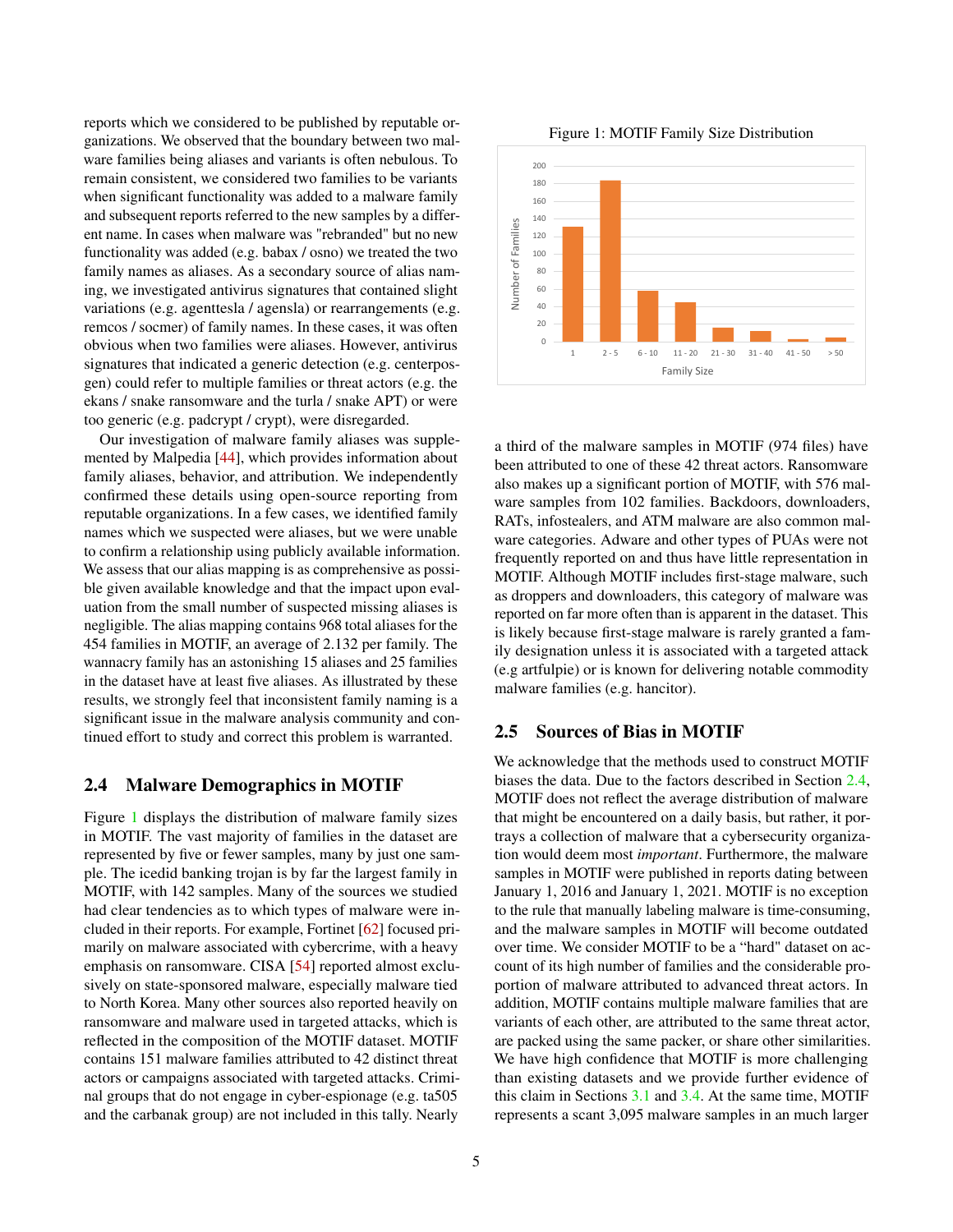reports which we considered to be published by reputable organizations. We observed that the boundary between two malware families being aliases and variants is often nebulous. To remain consistent, we considered two families to be variants when significant functionality was added to a malware family and subsequent reports referred to the new samples by a different name. In cases when malware was "rebranded" but no new functionality was added (e.g. babax / osno) we treated the two family names as aliases. As a secondary source of alias naming, we investigated antivirus signatures that contained slight variations (e.g. agenttesla / agensla) or rearrangements (e.g. remcos / socmer) of family names. In these cases, it was often obvious when two families were aliases. However, antivirus signatures that indicated a generic detection (e.g. centerposgen) could refer to multiple families or threat actors (e.g. the ekans / snake ransomware and the turla / snake APT) or were too generic (e.g. padcrypt / crypt), were disregarded.

Our investigation of malware family aliases was supplemented by Malpedia [44], which provides information about family aliases, behavior, and attribution. We independently confirmed these details using open-source reporting from reputable organizations. In a few cases, we identified family names which we suspected were aliases, but we were unable to confirm a relationship using publicly available information. We assess that our alias mapping is as comprehensive as possible given available knowledge and that the impact upon evaluation from the small number of suspected missing aliases is negligible. The alias mapping contains 968 total aliases for the 454 families in MOTIF, an average of 2.132 per family. The wannacry family has an astonishing 15 aliases and 25 families in the dataset have at least five aliases. As illustrated by these results, we strongly feel that inconsistent family naming is a significant issue in the malware analysis community and continued effort to study and correct this problem is warranted.

## 2.4 Malware Demographics in MOTIF

Figure 1 displays the distribution of malware family sizes in MOTIF. The vast majority of families in the dataset are represented by five or fewer samples, many by just one sample. The icedid banking trojan is by far the largest family in MOTIF, with 142 samples. Many of the sources we studied had clear tendencies as to which types of malware were included in their reports. For example, Fortinet [62] focused primarily on malware associated with cybercrime, with a heavy emphasis on ransomware. CISA [54] reported almost exclusively on state-sponsored malware, especially malware tied to North Korea. Many other sources also reported heavily on ransomware and malware used in targeted attacks, which is reflected in the composition of the MOTIF dataset. MOTIF contains 151 malware families attributed to 42 distinct threat actors or campaigns associated with targeted attacks. Criminal groups that do not engage in cyber-espionage (e.g. ta505 and the carbanak group) are not included in this tally. Nearly a third of the malware samples in MOTIF (974 files) have been attributed to one of these 42 threat actors. Ransomware also makes up a significant portion of MOTIF, with 576 malware samples from 102 families. Backdoors, downloaders, RATs, infostealers, and ATM malware are also common malware categories. Adware and other types of PUAs were not frequently reported on and thus have little representation in MOTIF. Although MOTIF includes first-stage malware, such as droppers and downloaders, this category of malware was reported on far more often than is apparent in the dataset. This is likely because first-stage malware is rarely granted a family designation unless it is associated with a targeted attack (e.g artfulpie) or is known for delivering notable commodity malware families (e.g. hancitor).

Figure 1: MOTIF Family Size Distribution

| Family Size | Number of Families (approx.) |
|---|---|
| 1 | 131 |
| 2 - 5 | 183 |
| 6 - 10 | 58 |
| 11 - 20 | 45 |
| 21 - 30 | 16 |
| 31 - 40 | 12 |
| 41 - 50 | 3 |
| > 50 | 5 |

## 2.5 Sources of Bias in MOTIF

We acknowledge that the methods used to construct MOTIF biases the data. Due to the factors described in Section 2.4, MOTIF does not reflect the average distribution of malware that might be encountered on a daily basis, but rather, it portrays a collection of malware that a cybersecurity organization would deem most *important*. Furthermore, the malware samples in MOTIF were published in reports dating between January 1, 2016 and January 1, 2021. MOTIF is no exception to the rule that manually labeling malware is time-consuming, and the malware samples in MOTIF will become outdated over time. We consider MOTIF to be a "hard" dataset on account of its high number of families and the considerable proportion of malware attributed to advanced threat actors. In addition, MOTIF contains multiple malware families that are variants of each other, are attributed to the same threat actor, are packed using the same packer, or share other similarities. We have high confidence that MOTIF is more challenging than existing datasets and we provide further evidence of this claim in Sections 3.1 and 3.4. At the same time, MOTIF represents a scant 3,095 malware samples in an much larger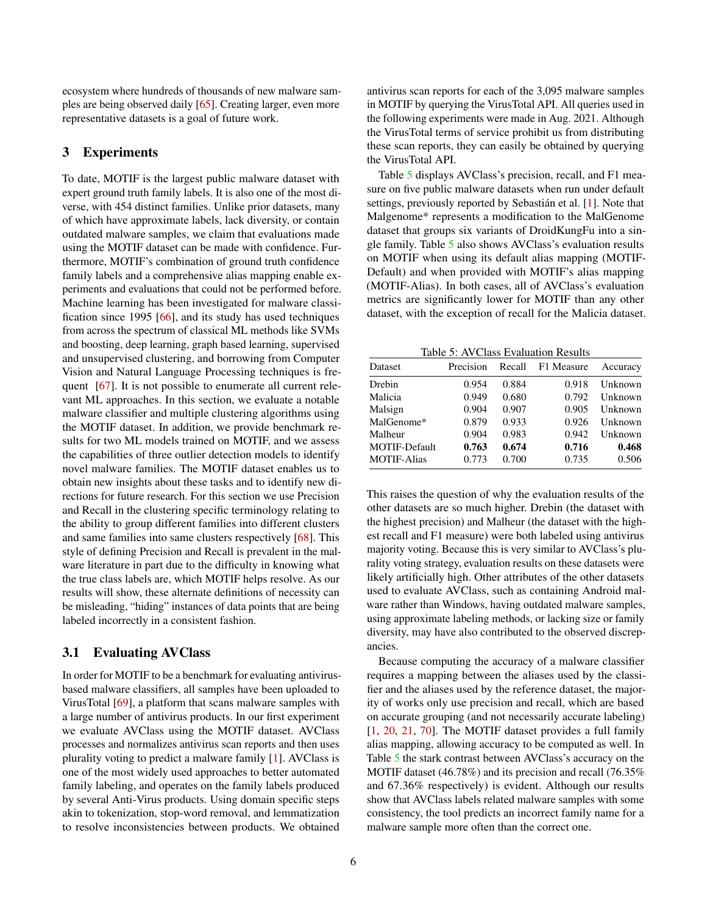ecosystem where hundreds of thousands of new malware samples are being observed daily [65]. Creating larger, even more representative datasets is a goal of future work.

## 3 Experiments

To date, MOTIF is the largest public malware dataset with expert ground truth family labels. It is also one of the most diverse, with 454 distinct families. Unlike prior datasets, many of which have approximate labels, lack diversity, or contain outdated malware samples, we claim that evaluations made using the MOTIF dataset can be made with confidence. Furthermore, MOTIF's combination of ground truth confidence family labels and a comprehensive alias mapping enable experiments and evaluations that could not be performed before. Machine learning has been investigated for malware classification since 1995 [66], and its study has used techniques from across the spectrum of classical ML methods like SVMs and boosting, deep learning, graph based learning, supervised and unsupervised clustering, and borrowing from Computer Vision and Natural Language Processing techniques is frequent [67]. It is not possible to enumerate all current relevant ML approaches. In this section, we evaluate a notable malware classifier and multiple clustering algorithms using the MOTIF dataset. In addition, we provide benchmark results for two ML models trained on MOTIF, and we assess the capabilities of three outlier detection models to identify novel malware families. The MOTIF dataset enables us to obtain new insights about these tasks and to identify new directions for future research. For this section we use Precision and Recall in the clustering specific terminology relating to the ability to group different families into different clusters and same families into same clusters respectively [68]. This style of defining Precision and Recall is prevalent in the malware literature in part due to the difficulty in knowing what the true class labels are, which MOTIF helps resolve. As our results will show, these alternate definitions of necessity can be misleading, "hiding" instances of data points that are being labeled incorrectly in a consistent fashion.

### 3.1 Evaluating AVClass

In order for MOTIF to be a benchmark for evaluating antivirus-based malware classifiers, all samples have been uploaded to VirusTotal [69], a platform that scans malware samples with a large number of antivirus products. In our first experiment we evaluate AVClass using the MOTIF dataset. AVClass processes and normalizes antivirus scan reports and then uses plurality voting to predict a malware family [1]. AVClass is one of the most widely used approaches to better automated family labeling, and operates on the family labels produced by several Anti-Virus products. Using domain specific steps akin to tokenization, stop-word removal, and lemmatization to resolve inconsistencies between products. We obtained antivirus scan reports for each of the 3,095 malware samples in MOTIF by querying the VirusTotal API. All queries used in the following experiments were made in Aug. 2021. Although the VirusTotal terms of service prohibit us from distributing these scan reports, they can easily be obtained by querying the VirusTotal API.

Table 5 displays AVClass's precision, recall, and F1 measure on five public malware datasets when run under default settings, previously reported by Sebastián et al. [1]. Note that Malgenome* represents a modification to the MalGenome dataset that groups six variants of DroidKungFu into a single family. Table 5 also shows AVClass's evaluation results on MOTIF when using its default alias mapping (MOTIF-Default) and when provided with MOTIF's alias mapping (MOTIF-Alias). In both cases, all of AVClass's evaluation metrics are significantly lower for MOTIF than any other dataset, with the exception of recall for the Malicia dataset.

Table 5: AVClass Evaluation Results

| Dataset | Precision | Recall | F1 Measure | Accuracy |
|---|---|---|---|---|
| Drebin | 0.954 | 0.884 | 0.918 | Unknown |
| Malicia | 0.949 | 0.680 | 0.792 | Unknown |
| Malsign | 0.904 | 0.907 | 0.905 | Unknown |
| MalGenome* | 0.879 | 0.933 | 0.926 | Unknown |
| Malheur | 0.904 | 0.983 | 0.942 | Unknown |
| MOTIF-Default | **0.763** | **0.674** | **0.716** | **0.468** |
| MOTIF-Alias | 0.773 | 0.700 | 0.735 | 0.506 |

This raises the question of why the evaluation results of the other datasets are so much higher. Drebin (the dataset with the highest precision) and Malheur (the dataset with the highest recall and F1 measure) were both labeled using antivirus majority voting. Because this is very similar to AVClass's plurality voting strategy, evaluation results on these datasets were likely artificially high. Other attributes of the other datasets used to evaluate AVClass, such as containing Android malware rather than Windows, having outdated malware samples, using approximate labeling methods, or lacking size or family diversity, may have also contributed to the observed discrepancies.

Because computing the accuracy of a malware classifier requires a mapping between the aliases used by the classifier and the aliases used by the reference dataset, the majority of works only use precision and recall, which are based on accurate grouping (and not necessarily accurate labeling) [1, 20, 21, 70]. The MOTIF dataset provides a full family alias mapping, allowing accuracy to be computed as well. In Table 5 the stark contrast between AVClass's accuracy on the MOTIF dataset (46.78%) and its precision and recall (76.35% and 67.36% respectively) is evident. Although our results show that AVClass labels related malware samples with some consistency, the tool predicts an incorrect family name for a malware sample more often than the correct one.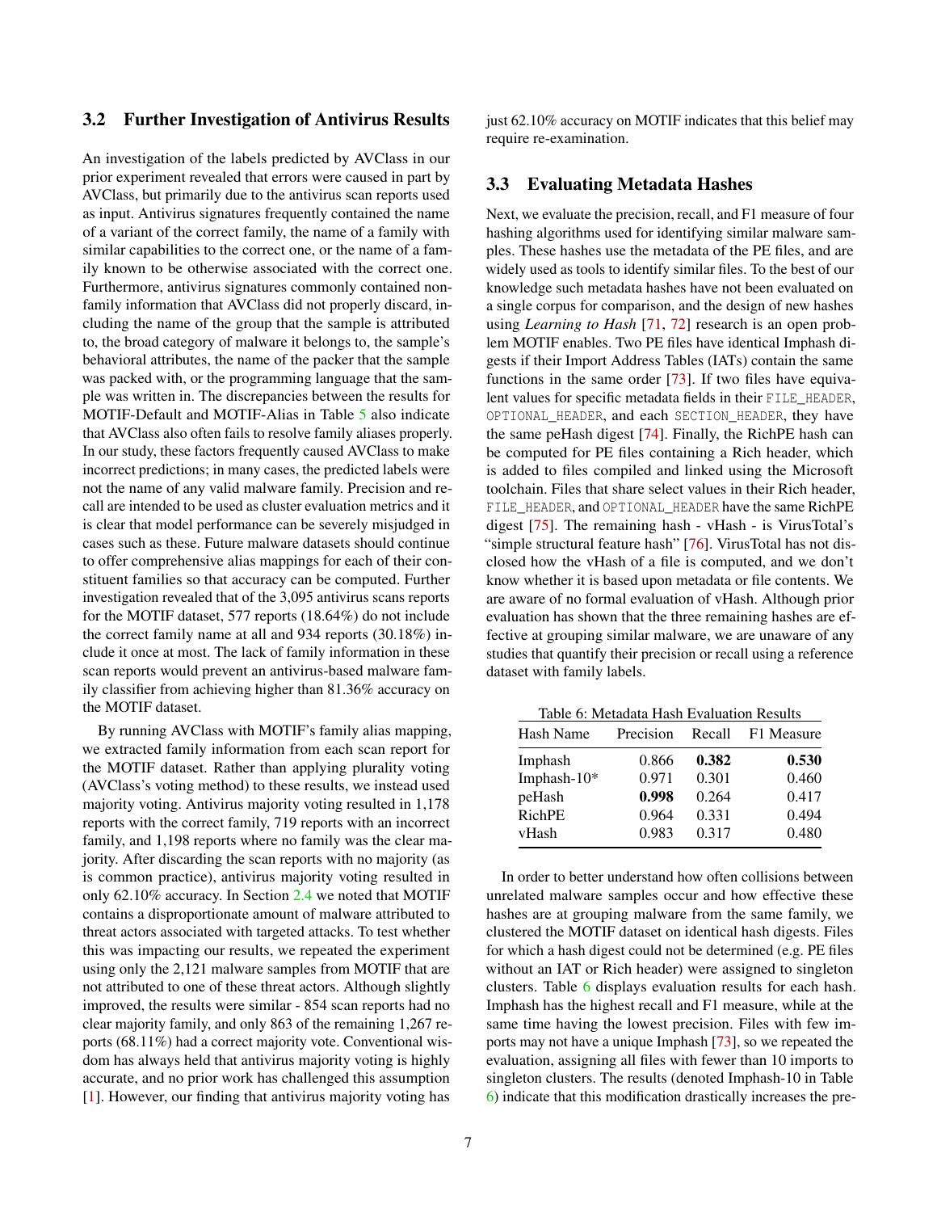### 3.2 Further Investigation of Antivirus Results

An investigation of the labels predicted by AVClass in our prior experiment revealed that errors were caused in part by AVClass, but primarily due to the antivirus scan reports used as input. Antivirus signatures frequently contained the name of a variant of the correct family, the name of a family with similar capabilities to the correct one, or the name of a family known to be otherwise associated with the correct one. Furthermore, antivirus signatures commonly contained non-family information that AVClass did not properly discard, including the name of the group that the sample is attributed to, the broad category of malware it belongs to, the sample's behavioral attributes, the name of the packer that the sample was packed with, or the programming language that the sample was written in. The discrepancies between the results for MOTIF-Default and MOTIF-Alias in Table 5 also indicate that AVClass also often fails to resolve family aliases properly. In our study, these factors frequently caused AVClass to make incorrect predictions; in many cases, the predicted labels were not the name of any valid malware family. Precision and recall are intended to be used as cluster evaluation metrics and it is clear that model performance can be severely misjudged in cases such as these. Future malware datasets should continue to offer comprehensive alias mappings for each of their constituent families so that accuracy can be computed. Further investigation revealed that of the 3,095 antivirus scans reports for the MOTIF dataset, 577 reports (18.64%) do not include the correct family name at all and 934 reports (30.18%) include it once at most. The lack of family information in these scan reports would prevent an antivirus-based malware family classifier from achieving higher than 81.36% accuracy on the MOTIF dataset.

By running AVClass with MOTIF's family alias mapping, we extracted family information from each scan report for the MOTIF dataset. Rather than applying plurality voting (AVClass's voting method) to these results, we instead used majority voting. Antivirus majority voting resulted in 1,178 reports with the correct family, 719 reports with an incorrect family, and 1,198 reports where no family was the clear majority. After discarding the scan reports with no majority (as is common practice), antivirus majority voting resulted in only 62.10% accuracy. In Section 2.4 we noted that MOTIF contains a disproportionate amount of malware attributed to threat actors associated with targeted attacks. To test whether this was impacting our results, we repeated the experiment using only the 2,121 malware samples from MOTIF that are not attributed to one of these threat actors. Although slightly improved, the results were similar - 854 scan reports had no clear majority family, and only 863 of the remaining 1,267 reports (68.11%) had a correct majority vote. Conventional wisdom has always held that antivirus majority voting is highly accurate, and no prior work has challenged this assumption [1]. However, our finding that antivirus majority voting has just 62.10% accuracy on MOTIF indicates that this belief may require re-examination.

### 3.3 Evaluating Metadata Hashes

Next, we evaluate the precision, recall, and F1 measure of four hashing algorithms used for identifying similar malware samples. These hashes use the metadata of the PE files, and are widely used as tools to identify similar files. To the best of our knowledge such metadata hashes have not been evaluated on a single corpus for comparison, and the design of new hashes using *Learning to Hash* [71, 72] research is an open problem MOTIF enables. Two PE files have identical Imphash digests if their Import Address Tables (IATs) contain the same functions in the same order [73]. If two files have equivalent values for specific metadata fields in their `FILE_HEADER`, `OPTIONAL_HEADER`, and `SECTION_HEADER`, they have the same peHash digest [74]. Finally, the RichPE hash can be computed for PE files containing a Rich header, which is added to files compiled and linked using the Microsoft toolchain. Files that share select values in their Rich header, `FILE_HEADER`, and `OPTIONAL_HEADER` have the same RichPE digest [75]. The remaining hash - vHash - is VirusTotal's "simple structural feature hash" [76]. VirusTotal has not disclosed how the vHash of a file is computed, and we don't know whether it is based upon metadata or file contents. We are aware of no formal evaluation of vHash. Although prior evaluation has shown that the three remaining hashes are effective at grouping similar malware, we are unaware of any studies that quantify their precision or recall using a reference dataset with family labels.

Table 6: Metadata Hash Evaluation Results

| Hash Name | Precision | Recall | F1 Measure |
|---|---|---|---|
| Imphash | 0.866 | **0.382** | **0.530** |
| Imphash-10* | 0.971 | 0.301 | 0.460 |
| peHash | **0.998** | 0.264 | 0.417 |
| RichPE | 0.964 | 0.331 | 0.494 |
| vHash | 0.983 | 0.317 | 0.480 |

In order to better understand how often collisions between unrelated malware samples occur and how effective these hashes are at grouping malware from the same family, we clustered the MOTIF dataset on identical hash digests. Files for which a hash digest could not be determined (e.g. PE files without an IAT or Rich header) were assigned to singleton clusters. Table 6 displays evaluation results for each hash. Imphash has the highest recall and F1 measure, while at the same time having the lowest precision. Files with few imports may not have a unique Imphash [73], so we repeated the evaluation, assigning all files with fewer than 10 imports to singleton clusters. The results (denoted Imphash-10 in Table 6) indicate that this modification drastically increases the pre-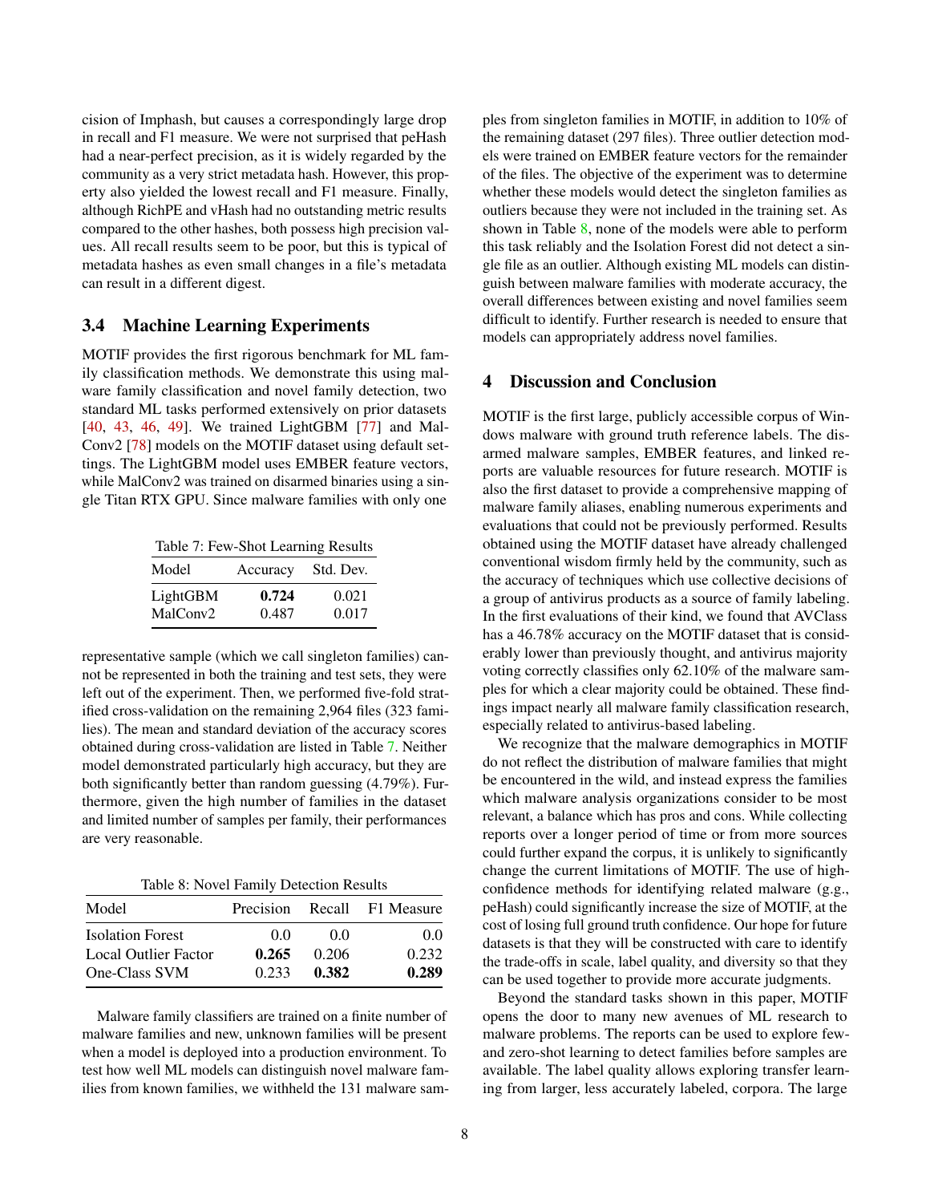cision of Imphash, but causes a correspondingly large drop in recall and F1 measure. We were not surprised that peHash had a near-perfect precision, as it is widely regarded by the community as a very strict metadata hash. However, this property also yielded the lowest recall and F1 measure. Finally, although RichPE and vHash had no outstanding metric results compared to the other hashes, both possess high precision values. All recall results seem to be poor, but this is typical of metadata hashes as even small changes in a file's metadata can result in a different digest.

### 3.4 Machine Learning Experiments

MOTIF provides the first rigorous benchmark for ML family classification methods. We demonstrate this using malware family classification and novel family detection, two standard ML tasks performed extensively on prior datasets [40, 43, 46, 49]. We trained LightGBM [77] and MalConv2 [78] models on the MOTIF dataset using default settings. The LightGBM model uses EMBER feature vectors, while MalConv2 was trained on disarmed binaries using a single Titan RTX GPU. Since malware families with only one representative sample (which we call singleton families) cannot be represented in both the training and test sets, they were left out of the experiment. Then, we performed five-fold stratified cross-validation on the remaining 2,964 files (323 families). The mean and standard deviation of the accuracy scores obtained during cross-validation are listed in Table 7. Neither model demonstrated particularly high accuracy, but they are both significantly better than random guessing (4.79%). Furthermore, given the high number of families in the dataset and limited number of samples per family, their performances are very reasonable.

Table 7: Few-Shot Learning Results

| Model | Accuracy | Std. Dev. |
|---|---|---|
| LightGBM | **0.724** | 0.021 |
| MalConv2 | 0.487 | 0.017 |

Table 8: Novel Family Detection Results

| Model | Precision | Recall | F1 Measure |
|---|---|---|---|
| Isolation Forest | 0.0 | 0.0 | 0.0 |
| Local Outlier Factor | **0.265** | 0.206 | 0.232 |
| One-Class SVM | 0.233 | **0.382** | **0.289** |

Malware family classifiers are trained on a finite number of malware families and new, unknown families will be present when a model is deployed into a production environment. To test how well ML models can distinguish novel malware families from known families, we withheld the 131 malware samples from singleton families in MOTIF, in addition to 10% of the remaining dataset (297 files). Three outlier detection models were trained on EMBER feature vectors for the remainder of the files. The objective of the experiment was to determine whether these models would detect the singleton families as outliers because they were not included in the training set. As shown in Table 8, none of the models were able to perform this task reliably and the Isolation Forest did not detect a single file as an outlier. Although existing ML models can distinguish between malware families with moderate accuracy, the overall differences between existing and novel families seem difficult to identify. Further research is needed to ensure that models can appropriately address novel families.

## 4 Discussion and Conclusion

MOTIF is the first large, publicly accessible corpus of Windows malware with ground truth reference labels. The disarmed malware samples, EMBER features, and linked reports are valuable resources for future research. MOTIF is also the first dataset to provide a comprehensive mapping of malware family aliases, enabling numerous experiments and evaluations that could not be previously performed. Results obtained using the MOTIF dataset have already challenged conventional wisdom firmly held by the community, such as the accuracy of techniques which use collective decisions of a group of antivirus products as a source of family labeling. In the first evaluations of their kind, we found that AVClass has a 46.78% accuracy on the MOTIF dataset that is considerably lower than previously thought, and antivirus majority voting correctly classifies only 62.10% of the malware samples for which a clear majority could be obtained. These findings impact nearly all malware family classification research, especially related to antivirus-based labeling.

We recognize that the malware demographics in MOTIF do not reflect the distribution of malware families that might be encountered in the wild, and instead express the families which malware analysis organizations consider to be most relevant, a balance which has pros and cons. While collecting reports over a longer period of time or from more sources could further expand the corpus, it is unlikely to significantly change the current limitations of MOTIF. The use of high-confidence methods for identifying related malware (e.g., peHash) could significantly increase the size of MOTIF, at the cost of losing full ground truth confidence. Our hope for future datasets is that they will be constructed with care to identify the trade-offs in scale, label quality, and diversity so that they can be used together to provide more accurate judgments.

Beyond the standard tasks shown in this paper, MOTIF opens the door to many new avenues of ML research to malware problems. The reports can be used to explore few- and zero-shot learning to detect families before samples are available. The label quality allows exploring transfer learning from larger, less accurately labeled, corpora. The large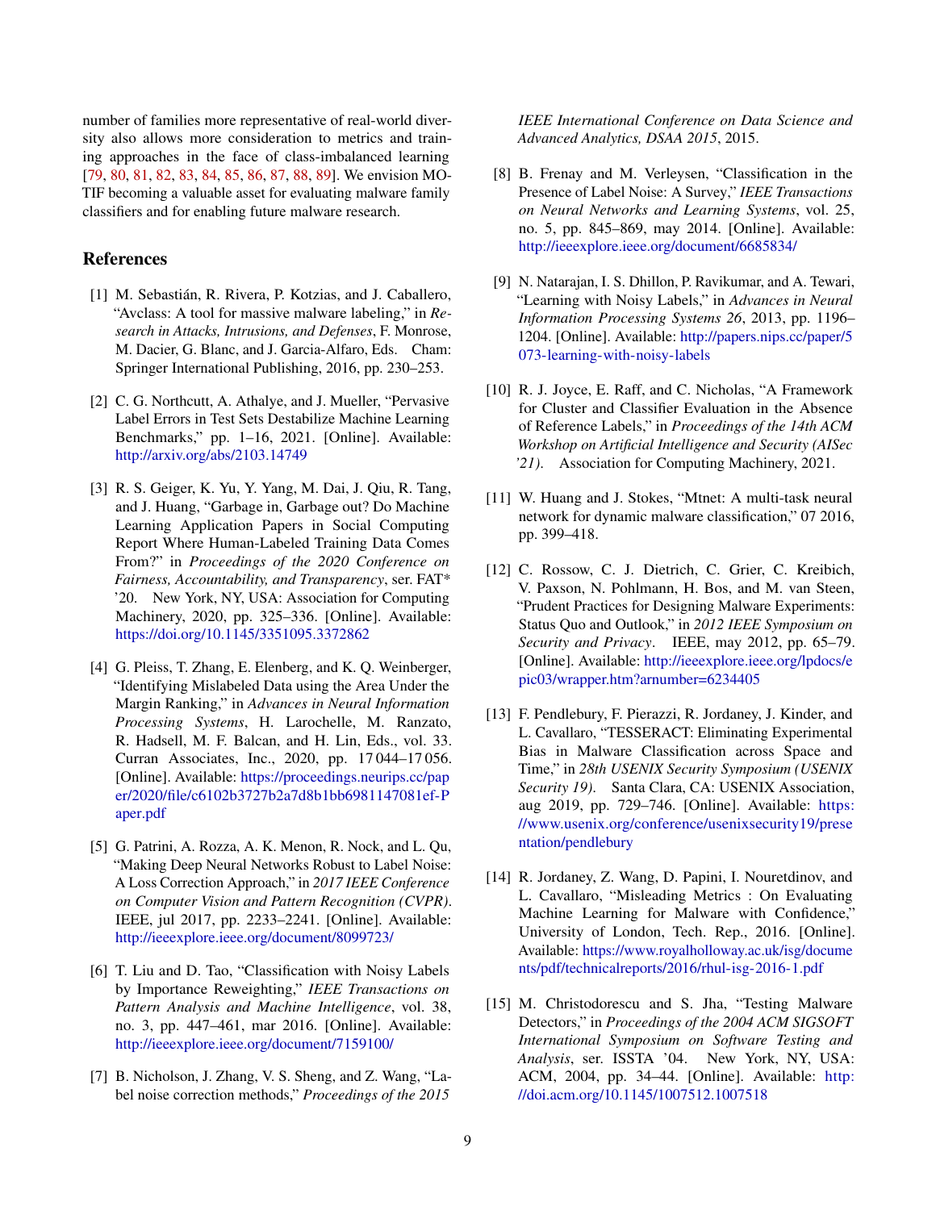number of families more representative of real-world diversity also allows more consideration to metrics and training approaches in the face of class-imbalanced learning [79, 80, 81, 82, 83, 84, 85, 86, 87, 88, 89]. We envision MOTIF becoming a valuable asset for evaluating malware family classifiers and for enabling future malware research.

## References

[1] M. Sebastián, R. Rivera, P. Kotzias, and J. Caballero, "Avclass: A tool for massive malware labeling," in *Research in Attacks, Intrusions, and Defenses*, F. Monrose, M. Dacier, G. Blanc, and J. Garcia-Alfaro, Eds. Cham: Springer International Publishing, 2016, pp. 230–253.

[2] C. G. Northcutt, A. Athalye, and J. Mueller, "Pervasive Label Errors in Test Sets Destabilize Machine Learning Benchmarks," pp. 1–16, 2021. [Online]. Available: http://arxiv.org/abs/2103.14749

[3] R. S. Geiger, K. Yu, Y. Yang, M. Dai, J. Qiu, R. Tang, and J. Huang, "Garbage in, Garbage out? Do Machine Learning Application Papers in Social Computing Report Where Human-Labeled Training Data Comes From?" in *Proceedings of the 2020 Conference on Fairness, Accountability, and Transparency*, ser. FAT* '20. New York, NY, USA: Association for Computing Machinery, 2020, pp. 325–336. [Online]. Available: https://doi.org/10.1145/3351095.3372862

[4] G. Pleiss, T. Zhang, E. Elenberg, and K. Q. Weinberger, "Identifying Mislabeled Data using the Area Under the Margin Ranking," in *Advances in Neural Information Processing Systems*, H. Larochelle, M. Ranzato, R. Hadsell, M. F. Balcan, and H. Lin, Eds., vol. 33. Curran Associates, Inc., 2020, pp. 17 044–17 056. [Online]. Available: https://proceedings.neurips.cc/paper/2020/file/c6102b3727b2a7d8b1bb6981147081ef-Paper.pdf

[5] G. Patrini, A. Rozza, A. K. Menon, R. Nock, and L. Qu, "Making Deep Neural Networks Robust to Label Noise: A Loss Correction Approach," in *2017 IEEE Conference on Computer Vision and Pattern Recognition (CVPR)*. IEEE, jul 2017, pp. 2233–2241. [Online]. Available: http://ieeexplore.ieee.org/document/8099723/

[6] T. Liu and D. Tao, "Classification with Noisy Labels by Importance Reweighting," *IEEE Transactions on Pattern Analysis and Machine Intelligence*, vol. 38, no. 3, pp. 447–461, mar 2016. [Online]. Available: http://ieeexplore.ieee.org/document/7159100/

[7] B. Nicholson, J. Zhang, V. S. Sheng, and Z. Wang, "Label noise correction methods," *Proceedings of the 2015 IEEE International Conference on Data Science and Advanced Analytics, DSAA 2015*, 2015.

[8] B. Frenay and M. Verleysen, "Classification in the Presence of Label Noise: A Survey," *IEEE Transactions on Neural Networks and Learning Systems*, vol. 25, no. 5, pp. 845–869, may 2014. [Online]. Available: http://ieeexplore.ieee.org/document/6685834/

[9] N. Natarajan, I. S. Dhillon, P. Ravikumar, and A. Tewari, "Learning with Noisy Labels," in *Advances in Neural Information Processing Systems 26*, 2013, pp. 1196–1204. [Online]. Available: http://papers.nips.cc/paper/5073-learning-with-noisy-labels

[10] R. J. Joyce, E. Raff, and C. Nicholas, "A Framework for Cluster and Classifier Evaluation in the Absence of Reference Labels," in *Proceedings of the 14th ACM Workshop on Artificial Intelligence and Security (AISec '21)*. Association for Computing Machinery, 2021.

[11] W. Huang and J. Stokes, "Mtnet: A multi-task neural network for dynamic malware classification," 07 2016, pp. 399–418.

[12] C. Rossow, C. J. Dietrich, C. Grier, C. Kreibich, V. Paxson, N. Pohlmann, H. Bos, and M. van Steen, "Prudent Practices for Designing Malware Experiments: Status Quo and Outlook," in *2012 IEEE Symposium on Security and Privacy*. IEEE, may 2012, pp. 65–79. [Online]. Available: http://ieeexplore.ieee.org/lpdocs/epic03/wrapper.htm?arnumber=6234405

[13] F. Pendlebury, F. Pierazzi, R. Jordaney, J. Kinder, and L. Cavallaro, "TESSERACT: Eliminating Experimental Bias in Malware Classification across Space and Time," in *28th USENIX Security Symposium (USENIX Security 19)*. Santa Clara, CA: USENIX Association, aug 2019, pp. 729–746. [Online]. Available: https://www.usenix.org/conference/usenixsecurity19/presentation/pendlebury

[14] R. Jordaney, Z. Wang, D. Papini, I. Nouretdinov, and L. Cavallaro, "Misleading Metrics : On Evaluating Machine Learning for Malware with Confidence," University of London, Tech. Rep., 2016. [Online]. Available: https://www.royalholloway.ac.uk/isg/documents/pdf/technicalreports/2016/rhul-isg-2016-1.pdf

[15] M. Christodorescu and S. Jha, "Testing Malware Detectors," in *Proceedings of the 2004 ACM SIGSOFT International Symposium on Software Testing and Analysis*, ser. ISSTA '04. New York, NY, USA: ACM, 2004, pp. 34–44. [Online]. Available: http://doi.acm.org/10.1145/1007512.1007518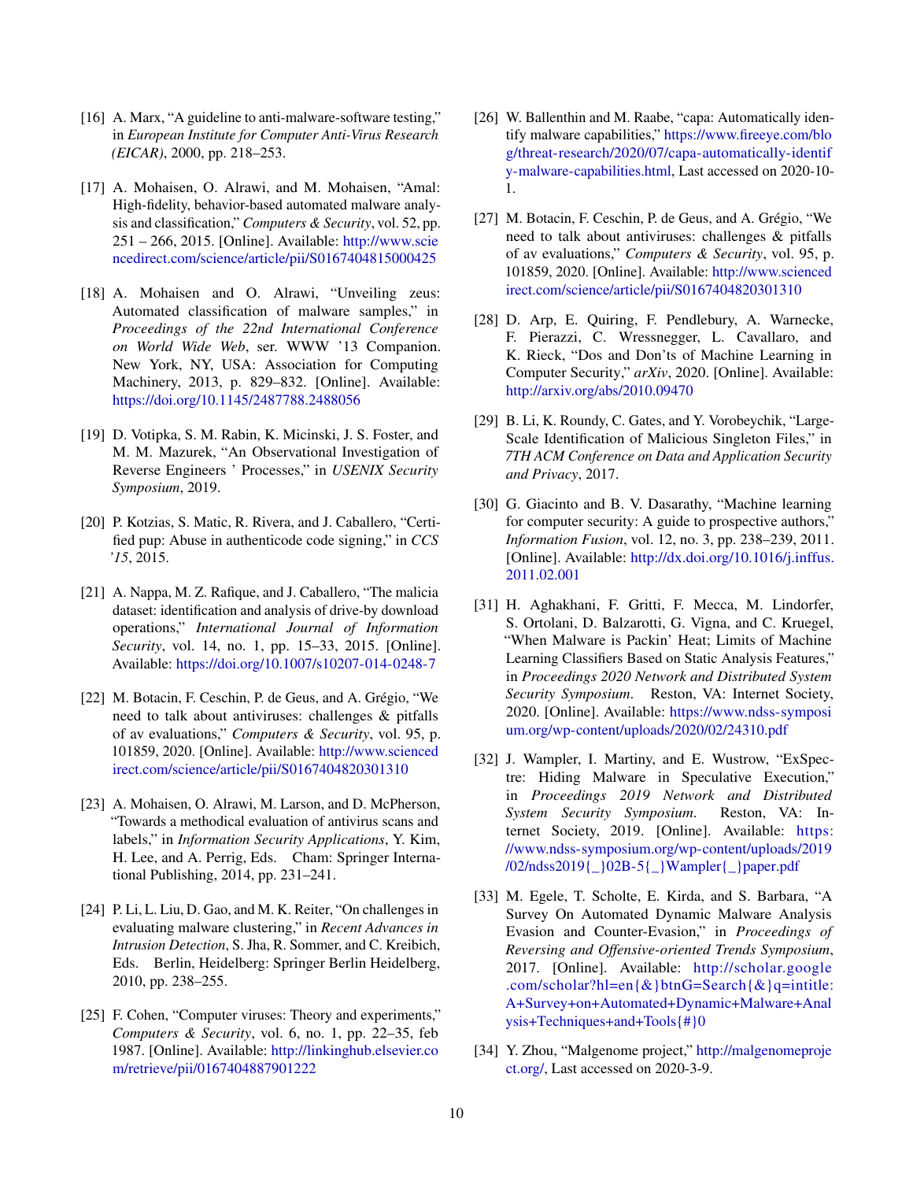[16] A. Marx, "A guideline to anti-malware-software testing," in *European Institute for Computer Anti-Virus Research (EICAR)*, 2000, pp. 218–253.

[17] A. Mohaisen, O. Alrawi, and M. Mohaisen, "Amal: High-fidelity, behavior-based automated malware analysis and classification," *Computers & Security*, vol. 52, pp. 251 – 266, 2015. [Online]. Available: http://www.sciencedirect.com/science/article/pii/S0167404815000425

[18] A. Mohaisen and O. Alrawi, "Unveiling zeus: Automated classification of malware samples," in *Proceedings of the 22nd International Conference on World Wide Web*, ser. WWW '13 Companion. New York, NY, USA: Association for Computing Machinery, 2013, p. 829–832. [Online]. Available: https://doi.org/10.1145/2487788.2488056

[19] D. Votipka, S. M. Rabin, K. Micinski, J. S. Foster, and M. M. Mazurek, "An Observational Investigation of Reverse Engineers ' Processes," in *USENIX Security Symposium*, 2019.

[20] P. Kotzias, S. Matic, R. Rivera, and J. Caballero, "Certified pup: Abuse in authenticode code signing," in *CCS '15*, 2015.

[21] A. Nappa, M. Z. Rafique, and J. Caballero, "The malicia dataset: identification and analysis of drive-by download operations," *International Journal of Information Security*, vol. 14, no. 1, pp. 15–33, 2015. [Online]. Available: https://doi.org/10.1007/s10207-014-0248-7

[22] M. Botacin, F. Ceschin, P. de Geus, and A. Grégio, "We need to talk about antiviruses: challenges & pitfalls of av evaluations," *Computers & Security*, vol. 95, p. 101859, 2020. [Online]. Available: http://www.sciencedirect.com/science/article/pii/S0167404820301310

[23] A. Mohaisen, O. Alrawi, M. Larson, and D. McPherson, "Towards a methodical evaluation of antivirus scans and labels," in *Information Security Applications*, Y. Kim, H. Lee, and A. Perrig, Eds. Cham: Springer International Publishing, 2014, pp. 231–241.

[24] P. Li, L. Liu, D. Gao, and M. K. Reiter, "On challenges in evaluating malware clustering," in *Recent Advances in Intrusion Detection*, S. Jha, R. Sommer, and C. Kreibich, Eds. Berlin, Heidelberg: Springer Berlin Heidelberg, 2010, pp. 238–255.

[25] F. Cohen, "Computer viruses: Theory and experiments," *Computers & Security*, vol. 6, no. 1, pp. 22–35, feb 1987. [Online]. Available: http://linkinghub.elsevier.com/retrieve/pii/0167404887901222

[26] W. Ballenthin and M. Raabe, "capa: Automatically identify malware capabilities," https://www.fireeye.com/blog/threat-research/2020/07/capa-automatically-identify-malware-capabilities.html, Last accessed on 2020-10-1.

[27] M. Botacin, F. Ceschin, P. de Geus, and A. Grégio, "We need to talk about antiviruses: challenges & pitfalls of av evaluations," *Computers & Security*, vol. 95, p. 101859, 2020. [Online]. Available: http://www.sciencedirect.com/science/article/pii/S0167404820301310

[28] D. Arp, E. Quiring, F. Pendlebury, A. Warnecke, F. Pierazzi, C. Wressnegger, L. Cavallaro, and K. Rieck, "Dos and Don'ts of Machine Learning in Computer Security," *arXiv*, 2020. [Online]. Available: http://arxiv.org/abs/2010.09470

[29] B. Li, K. Roundy, C. Gates, and Y. Vorobeychik, "Large-Scale Identification of Malicious Singleton Files," in *7TH ACM Conference on Data and Application Security and Privacy*, 2017.

[30] G. Giacinto and B. V. Dasarathy, "Machine learning for computer security: A guide to prospective authors," *Information Fusion*, vol. 12, no. 3, pp. 238–239, 2011. [Online]. Available: http://dx.doi.org/10.1016/j.inffus.2011.02.001

[31] H. Aghakhani, F. Gritti, F. Mecca, M. Lindorfer, S. Ortolani, D. Balzarotti, G. Vigna, and C. Kruegel, "When Malware is Packin' Heat; Limits of Machine Learning Classifiers Based on Static Analysis Features," in *Proceedings 2020 Network and Distributed System Security Symposium*. Reston, VA: Internet Society, 2020. [Online]. Available: https://www.ndss-symposium.org/wp-content/uploads/2020/02/24310.pdf

[32] J. Wampler, I. Martiny, and E. Wustrow, "ExSpectre: Hiding Malware in Speculative Execution," in *Proceedings 2019 Network and Distributed System Security Symposium*. Reston, VA: Internet Society, 2019. [Online]. Available: https://www.ndss-symposium.org/wp-content/uploads/2019/02/ndss2019{_}02B-5{_}Wampler{_}paper.pdf

[33] M. Egele, T. Scholte, E. Kirda, and S. Barbara, "A Survey On Automated Dynamic Malware Analysis Evasion and Counter-Evasion," in *Proceedings of Reversing and Offensive-oriented Trends Symposium*, 2017. [Online]. Available: http://scholar.google.com/scholar?hl=en{&}btnG=Search{&}q=intitle:A+Survey+on+Automated+Dynamic+Malware+Analysis+Techniques+and+Tools{#}0

[34] Y. Zhou, "Malgenome project," http://malgenomeproject.org/, Last accessed on 2020-3-9.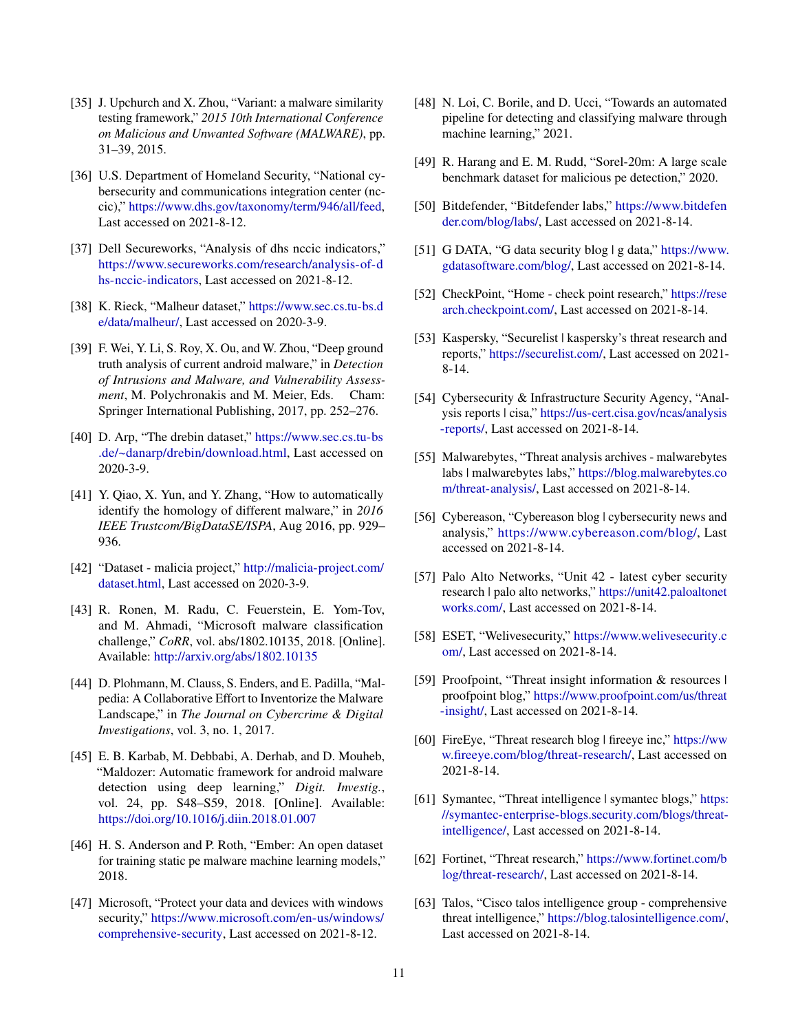[35] J. Upchurch and X. Zhou, "Variant: a malware similarity testing framework," *2015 10th International Conference on Malicious and Unwanted Software (MALWARE)*, pp. 31–39, 2015.

[36] U.S. Department of Homeland Security, "National cybersecurity and communications integration center (nccic)," https://www.dhs.gov/taxonomy/term/946/all/feed, Last accessed on 2021-8-12.

[37] Dell Secureworks, "Analysis of dhs nccic indicators," https://www.secureworks.com/research/analysis-of-dhs-nccic-indicators, Last accessed on 2021-8-12.

[38] K. Rieck, "Malheur dataset," https://www.sec.cs.tu-bs.de/data/malheur/, Last accessed on 2020-3-9.

[39] F. Wei, Y. Li, S. Roy, X. Ou, and W. Zhou, "Deep ground truth analysis of current android malware," in *Detection of Intrusions and Malware, and Vulnerability Assessment*, M. Polychronakis and M. Meier, Eds. Cham: Springer International Publishing, 2017, pp. 252–276.

[40] D. Arp, "The drebin dataset," https://www.sec.cs.tu-bs.de/~danarp/drebin/download.html, Last accessed on 2020-3-9.

[41] Y. Qiao, X. Yun, and Y. Zhang, "How to automatically identify the homology of different malware," in *2016 IEEE Trustcom/BigDataSE/ISPA*, Aug 2016, pp. 929–936.

[42] "Dataset - malicia project," http://malicia-project.com/dataset.html, Last accessed on 2020-3-9.

[43] R. Ronen, M. Radu, C. Feuerstein, E. Yom-Tov, and M. Ahmadi, "Microsoft malware classification challenge," *CoRR*, vol. abs/1802.10135, 2018. [Online]. Available: http://arxiv.org/abs/1802.10135

[44] D. Plohmann, M. Clauss, S. Enders, and E. Padilla, "Malpedia: A Collaborative Effort to Inventorize the Malware Landscape," in *The Journal on Cybercrime & Digital Investigations*, vol. 3, no. 1, 2017.

[45] E. B. Karbab, M. Debbabi, A. Derhab, and D. Mouheb, "Maldozer: Automatic framework for android malware detection using deep learning," *Digit. Investig.*, vol. 24, pp. S48–S59, 2018. [Online]. Available: https://doi.org/10.1016/j.diin.2018.01.007

[46] H. S. Anderson and P. Roth, "Ember: An open dataset for training static pe malware machine learning models," 2018.

[47] Microsoft, "Protect your data and devices with windows security," https://www.microsoft.com/en-us/windows/comprehensive-security, Last accessed on 2021-8-12.

[48] N. Loi, C. Borile, and D. Ucci, "Towards an automated pipeline for detecting and classifying malware through machine learning," 2021.

[49] R. Harang and E. M. Rudd, "Sorel-20m: A large scale benchmark dataset for malicious pe detection," 2020.

[50] Bitdefender, "Bitdefender labs," https://www.bitdefender.com/blog/labs/, Last accessed on 2021-8-14.

[51] G DATA, "G data security blog | g data," https://www.gdatasoftware.com/blog/, Last accessed on 2021-8-14.

[52] CheckPoint, "Home - check point research," https://research.checkpoint.com/, Last accessed on 2021-8-14.

[53] Kaspersky, "Securelist | kaspersky's threat research and reports," https://securelist.com/, Last accessed on 2021-8-14.

[54] Cybersecurity & Infrastructure Security Agency, "Analysis reports | cisa," https://us-cert.cisa.gov/ncas/analysis-reports/, Last accessed on 2021-8-14.

[55] Malwarebytes, "Threat analysis archives - malwarebytes labs | malwarebytes labs," https://blog.malwarebytes.com/threat-analysis/, Last accessed on 2021-8-14.

[56] Cybereason, "Cybereason blog | cybersecurity news and analysis," https://www.cybereason.com/blog/, Last accessed on 2021-8-14.

[57] Palo Alto Networks, "Unit 42 - latest cyber security research | palo alto networks," https://unit42.paloaltonetworks.com/, Last accessed on 2021-8-14.

[58] ESET, "Welivesecurity," https://www.welivesecurity.com/, Last accessed on 2021-8-14.

[59] Proofpoint, "Threat insight information & resources | proofpoint blog," https://www.proofpoint.com/us/threat-insight/, Last accessed on 2021-8-14.

[60] FireEye, "Threat research blog | fireeye inc," https://www.fireeye.com/blog/threat-research/, Last accessed on 2021-8-14.

[61] Symantec, "Threat intelligence | symantec blogs," https://symantec-enterprise-blogs.security.com/blogs/threat-intelligence/, Last accessed on 2021-8-14.

[62] Fortinet, "Threat research," https://www.fortinet.com/blog/threat-research/, Last accessed on 2021-8-14.

[63] Talos, "Cisco talos intelligence group - comprehensive threat intelligence," https://blog.talosintelligence.com/, Last accessed on 2021-8-14.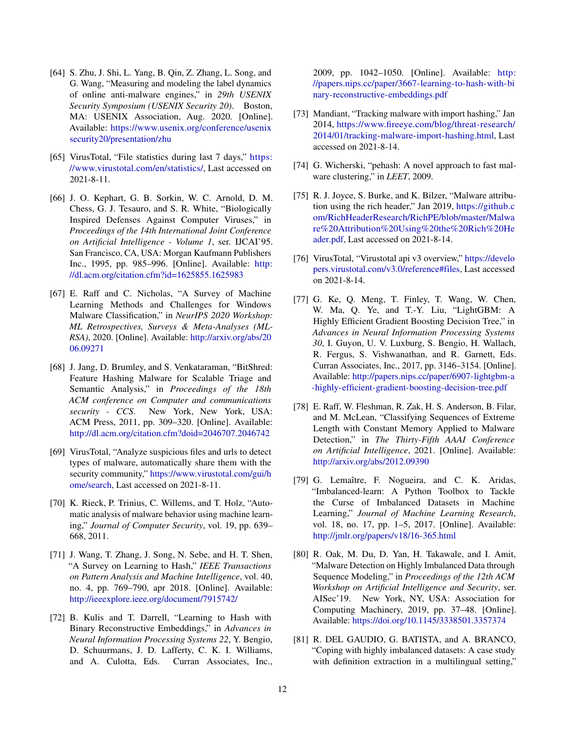[64] S. Zhu, J. Shi, L. Yang, B. Qin, Z. Zhang, L. Song, and G. Wang, "Measuring and modeling the label dynamics of online anti-malware engines," in *29th USENIX Security Symposium (USENIX Security 20)*. Boston, MA: USENIX Association, Aug. 2020. [Online]. Available: https://www.usenix.org/conference/usenixsecurity20/presentation/zhu

[65] VirusTotal, "File statistics during last 7 days," https://www.virustotal.com/en/statistics/, Last accessed on 2021-8-11.

[66] J. O. Kephart, G. B. Sorkin, W. C. Arnold, D. M. Chess, G. J. Tesauro, and S. R. White, "Biologically Inspired Defenses Against Computer Viruses," in *Proceedings of the 14th International Joint Conference on Artificial Intelligence - Volume 1*, ser. IJCAI'95. San Francisco, CA, USA: Morgan Kaufmann Publishers Inc., 1995, pp. 985–996. [Online]. Available: http://dl.acm.org/citation.cfm?id=1625855.1625983

[67] E. Raff and C. Nicholas, "A Survey of Machine Learning Methods and Challenges for Windows Malware Classification," in *NeurIPS 2020 Workshop: ML Retrospectives, Surveys & Meta-Analyses (ML-RSA)*, 2020. [Online]. Available: http://arxiv.org/abs/2006.09271

[68] J. Jang, D. Brumley, and S. Venkataraman, "BitShred: Feature Hashing Malware for Scalable Triage and Semantic Analysis," in *Proceedings of the 18th ACM conference on Computer and communications security - CCS*. New York, New York, USA: ACM Press, 2011, pp. 309–320. [Online]. Available: http://dl.acm.org/citation.cfm?doid=2046707.2046742

[69] VirusTotal, "Analyze suspicious files and urls to detect types of malware, automatically share them with the security community," https://www.virustotal.com/gui/home/search, Last accessed on 2021-8-11.

[70] K. Rieck, P. Trinius, C. Willems, and T. Holz, "Automatic analysis of malware behavior using machine learning," *Journal of Computer Security*, vol. 19, pp. 639–668, 2011.

[71] J. Wang, T. Zhang, J. Song, N. Sebe, and H. T. Shen, "A Survey on Learning to Hash," *IEEE Transactions on Pattern Analysis and Machine Intelligence*, vol. 40, no. 4, pp. 769–790, apr 2018. [Online]. Available: http://ieeexplore.ieee.org/document/7915742/

[72] B. Kulis and T. Darrell, "Learning to Hash with Binary Reconstructive Embeddings," in *Advances in Neural Information Processing Systems 22*, Y. Bengio, D. Schuurmans, J. D. Lafferty, C. K. I. Williams, and A. Culotta, Eds. Curran Associates, Inc., 2009, pp. 1042–1050. [Online]. Available: http://papers.nips.cc/paper/3667-learning-to-hash-with-binary-reconstructive-embeddings.pdf

[73] Mandiant, "Tracking malware with import hashing," Jan 2014, https://www.fireeye.com/blog/threat-research/2014/01/tracking-malware-import-hashing.html, Last accessed on 2021-8-14.

[74] G. Wicherski, "pehash: A novel approach to fast malware clustering," in *LEET*, 2009.

[75] R. J. Joyce, S. Burke, and K. Bilzer, "Malware attribution using the rich header," Jan 2019, https://github.com/RichHeaderResearch/RichPE/blob/master/Malware%20Attribution%20Using%20the%20Rich%20Header.pdf, Last accessed on 2021-8-14.

[76] VirusTotal, "Virustotal api v3 overview," https://developers.virustotal.com/v3.0/reference#files, Last accessed on 2021-8-14.

[77] G. Ke, Q. Meng, T. Finley, T. Wang, W. Chen, W. Ma, Q. Ye, and T.-Y. Liu, "LightGBM: A Highly Efficient Gradient Boosting Decision Tree," in *Advances in Neural Information Processing Systems 30*, I. Guyon, U. V. Luxburg, S. Bengio, H. Wallach, R. Fergus, S. Vishwanathan, and R. Garnett, Eds. Curran Associates, Inc., 2017, pp. 3146–3154. [Online]. Available: http://papers.nips.cc/paper/6907-lightgbm-a-highly-efficient-gradient-boosting-decision-tree.pdf

[78] E. Raff, W. Fleshman, R. Zak, H. S. Anderson, B. Filar, and M. McLean, "Classifying Sequences of Extreme Length with Constant Memory Applied to Malware Detection," in *The Thirty-Fifth AAAI Conference on Artificial Intelligence*, 2021. [Online]. Available: http://arxiv.org/abs/2012.09390

[79] G. Lemaître, F. Nogueira, and C. K. Aridas, "Imbalanced-learn: A Python Toolbox to Tackle the Curse of Imbalanced Datasets in Machine Learning," *Journal of Machine Learning Research*, vol. 18, no. 17, pp. 1–5, 2017. [Online]. Available: http://jmlr.org/papers/v18/16-365.html

[80] R. Oak, M. Du, D. Yan, H. Takawale, and I. Amit, "Malware Detection on Highly Imbalanced Data through Sequence Modeling," in *Proceedings of the 12th ACM Workshop on Artificial Intelligence and Security*, ser. AISec'19. New York, NY, USA: Association for Computing Machinery, 2019, pp. 37–48. [Online]. Available: https://doi.org/10.1145/3338501.3357374

[81] R. DEL GAUDIO, G. BATISTA, and A. BRANCO, "Coping with highly imbalanced datasets: A case study with definition extraction in a multilingual setting,"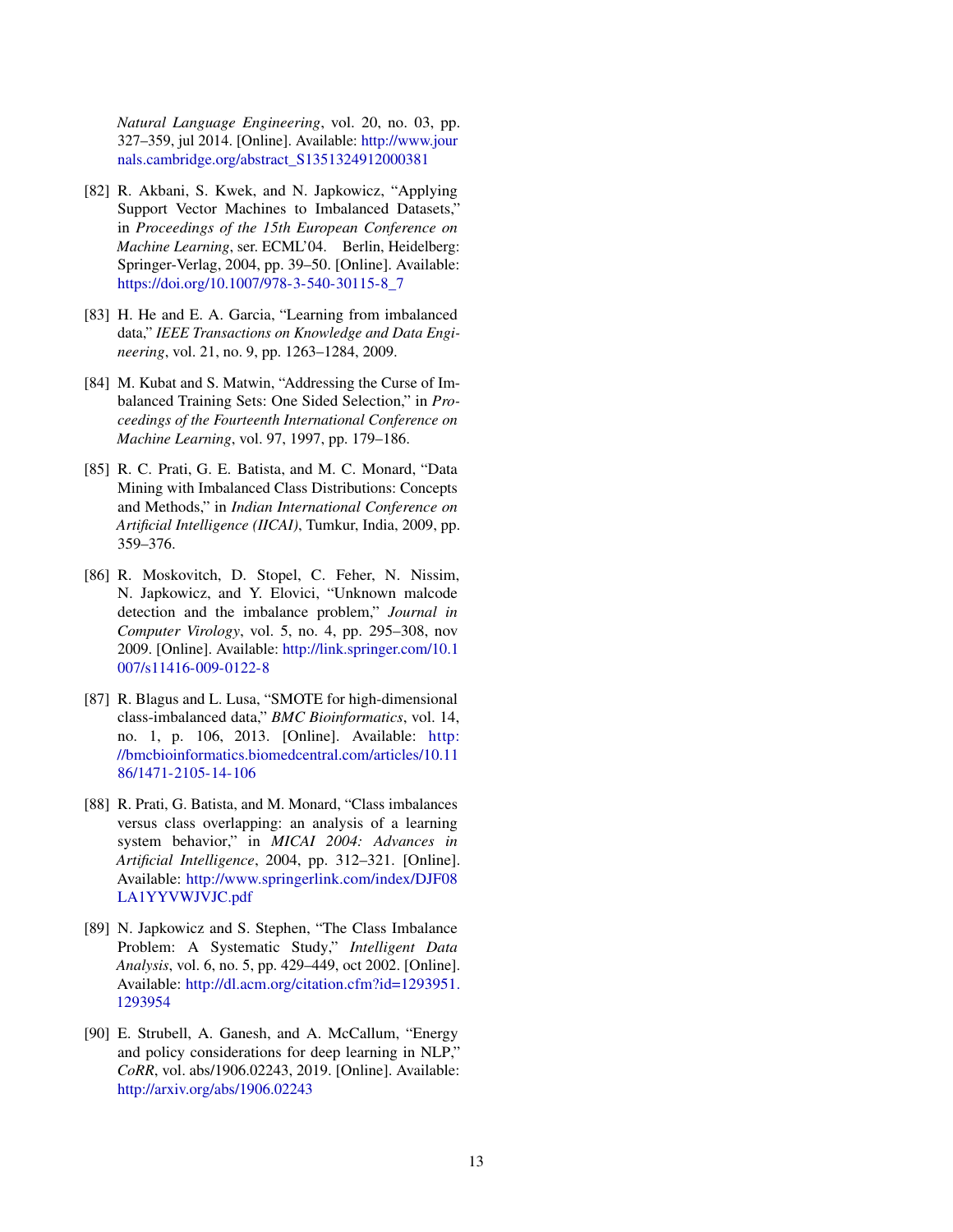*Natural Language Engineering*, vol. 20, no. 03, pp. 327–359, jul 2014. [Online]. Available: http://www.journals.cambridge.org/abstract_S1351324912000381

[82] R. Akbani, S. Kwek, and N. Japkowicz, "Applying Support Vector Machines to Imbalanced Datasets," in *Proceedings of the 15th European Conference on Machine Learning*, ser. ECML'04. Berlin, Heidelberg: Springer-Verlag, 2004, pp. 39–50. [Online]. Available: https://doi.org/10.1007/978-3-540-30115-8_7

[83] H. He and E. A. Garcia, "Learning from imbalanced data," *IEEE Transactions on Knowledge and Data Engineering*, vol. 21, no. 9, pp. 1263–1284, 2009.

[84] M. Kubat and S. Matwin, "Addressing the Curse of Imbalanced Training Sets: One Sided Selection," in *Proceedings of the Fourteenth International Conference on Machine Learning*, vol. 97, 1997, pp. 179–186.

[85] R. C. Prati, G. E. Batista, and M. C. Monard, "Data Mining with Imbalanced Class Distributions: Concepts and Methods," in *Indian International Conference on Artificial Intelligence (IICAI)*, Tumkur, India, 2009, pp. 359–376.

[86] R. Moskovitch, D. Stopel, C. Feher, N. Nissim, N. Japkowicz, and Y. Elovici, "Unknown malcode detection and the imbalance problem," *Journal in Computer Virology*, vol. 5, no. 4, pp. 295–308, nov 2009. [Online]. Available: http://link.springer.com/10.1007/s11416-009-0122-8

[87] R. Blagus and L. Lusa, "SMOTE for high-dimensional class-imbalanced data," *BMC Bioinformatics*, vol. 14, no. 1, p. 106, 2013. [Online]. Available: http://bmcbioinformatics.biomedcentral.com/articles/10.1186/1471-2105-14-106

[88] R. Prati, G. Batista, and M. Monard, "Class imbalances versus class overlapping: an analysis of a learning system behavior," in *MICAI 2004: Advances in Artificial Intelligence*, 2004, pp. 312–321. [Online]. Available: http://www.springerlink.com/index/DJF08LA1YYVWJVJC.pdf

[89] N. Japkowicz and S. Stephen, "The Class Imbalance Problem: A Systematic Study," *Intelligent Data Analysis*, vol. 6, no. 5, pp. 429–449, oct 2002. [Online]. Available: http://dl.acm.org/citation.cfm?id=1293951.1293954

[90] E. Strubell, A. Ganesh, and A. McCallum, "Energy and policy considerations for deep learning in NLP," *CoRR*, vol. abs/1906.02243, 2019. [Online]. Available: http://arxiv.org/abs/1906.02243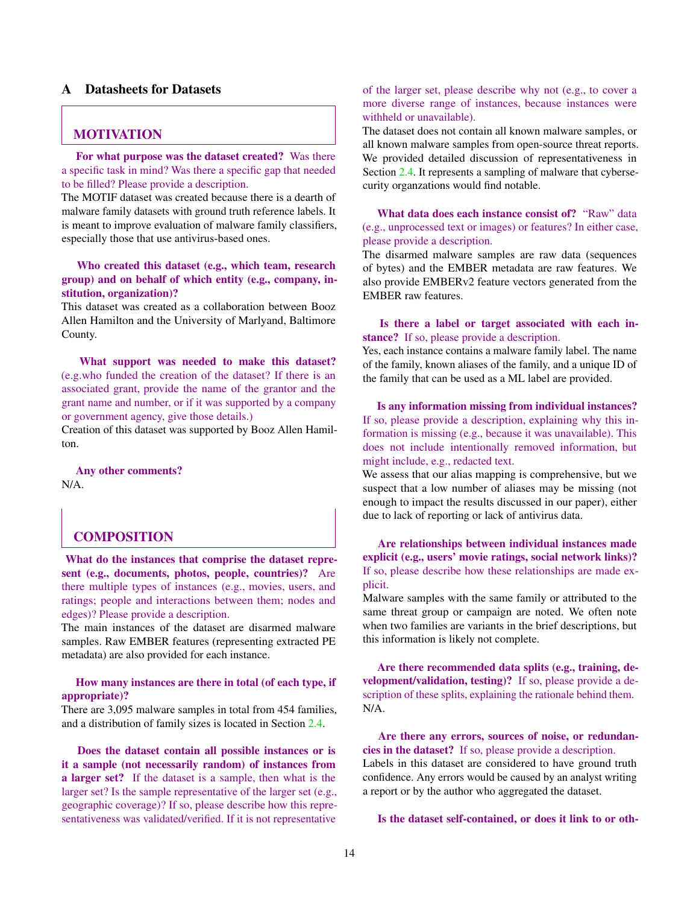## A Datasheets for Datasets

### MOTIVATION

**For what purpose was the dataset created?** Was there a specific task in mind? Was there a specific gap that needed to be filled? Please provide a description.

The MOTIF dataset was created because there is a dearth of malware family datasets with ground truth reference labels. It is meant to improve evaluation of malware family classifiers, especially those that use antivirus-based ones.

**Who created this dataset (e.g., which team, research group) and on behalf of which entity (e.g., company, institution, organization)?**

This dataset was created as a collaboration between Booz Allen Hamilton and the University of Marlyand, Baltimore County.

**What support was needed to make this dataset?** (e.g.who funded the creation of the dataset? If there is an associated grant, provide the name of the grantor and the grant name and number, or if it was supported by a company or government agency, give those details.)

Creation of this dataset was supported by Booz Allen Hamilton.

**Any other comments?**

N/A.

### COMPOSITION

**What do the instances that comprise the dataset represent (e.g., documents, photos, people, countries)?** Are there multiple types of instances (e.g., movies, users, and ratings; people and interactions between them; nodes and edges)? Please provide a description.

The main instances of the dataset are disarmed malware samples. Raw EMBER features (representing extracted PE metadata) are also provided for each instance.

**How many instances are there in total (of each type, if appropriate)?**

There are 3,095 malware samples in total from 454 families, and a distribution of family sizes is located in Section 2.4.

**Does the dataset contain all possible instances or is it a sample (not necessarily random) of instances from a larger set?** If the dataset is a sample, then what is the larger set? Is the sample representative of the larger set (e.g., geographic coverage)? If so, please describe how this representativeness was validated/verified. If it is not representative of the larger set, please describe why not (e.g., to cover a more diverse range of instances, because instances were withheld or unavailable).

The dataset does not contain all known malware samples, or all known malware samples from open-source threat reports. We provided detailed discussion of representativeness in Section 2.4. It represents a sampling of malware that cybersecurity organzations would find notable.

**What data does each instance consist of?** "Raw" data (e.g., unprocessed text or images) or features? In either case, please provide a description.

The disarmed malware samples are raw data (sequences of bytes) and the EMBER metadata are raw features. We also provide EMBERv2 feature vectors generated from the EMBER raw features.

**Is there a label or target associated with each instance?** If so, please provide a description.

Yes, each instance contains a malware family label. The name of the family, known aliases of the family, and a unique ID of the family that can be used as a ML label are provided.

**Is any information missing from individual instances?** If so, please provide a description, explaining why this information is missing (e.g., because it was unavailable). This does not include intentionally removed information, but might include, e.g., redacted text.

We assess that our alias mapping is comprehensive, but we suspect that a low number of aliases may be missing (not enough to impact the results discussed in our paper), either due to lack of reporting or lack of antivirus data.

**Are relationships between individual instances made explicit (e.g., users' movie ratings, social network links)?** If so, please describe how these relationships are made explicit.

Malware samples with the same family or attributed to the same threat group or campaign are noted. We often note when two families are variants in the brief descriptions, but this information is likely not complete.

**Are there recommended data splits (e.g., training, development/validation, testing)?** If so, please provide a description of these splits, explaining the rationale behind them.

N/A.

**Are there any errors, sources of noise, or redundancies in the dataset?** If so, please provide a description.

Labels in this dataset are considered to have ground truth confidence. Any errors would be caused by an analyst writing a report or by the author who aggregated the dataset.

**Is the dataset self-contained, or does it link to or oth-**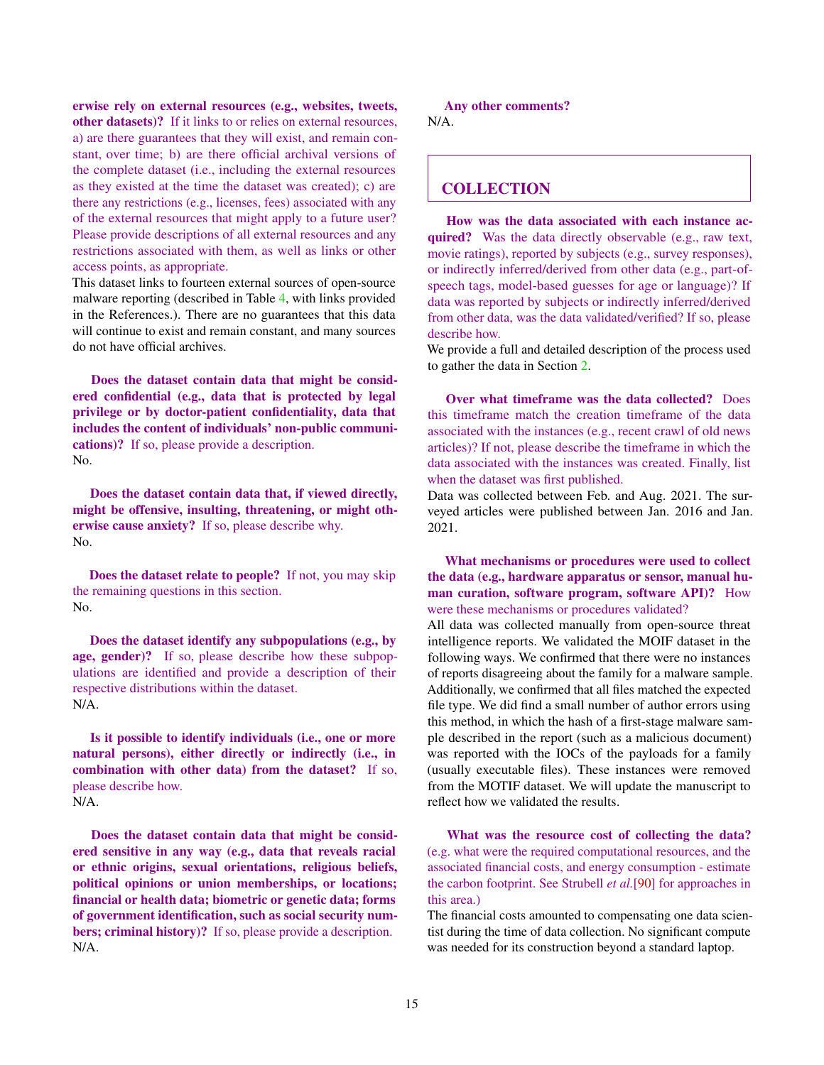**erwise rely on external resources (e.g., websites, tweets, other datasets)?** If it links to or relies on external resources, a) are there guarantees that they will exist, and remain constant, over time; b) are there official archival versions of the complete dataset (i.e., including the external resources as they existed at the time the dataset was created); c) are there any restrictions (e.g., licenses, fees) associated with any of the external resources that might apply to a future user? Please provide descriptions of all external resources and any restrictions associated with them, as well as links or other access points, as appropriate.
This dataset links to fourteen external sources of open-source malware reporting (described in Table 4, with links provided in the References.). There are no guarantees that this data will continue to exist and remain constant, and many sources do not have official archives.

**Does the dataset contain data that might be considered confidential (e.g., data that is protected by legal privilege or by doctor-patient confidentiality, data that includes the content of individuals' non-public communications)?** If so, please provide a description.
No.

**Does the dataset contain data that, if viewed directly, might be offensive, insulting, threatening, or might otherwise cause anxiety?** If so, please describe why.
No.

**Does the dataset relate to people?** If not, you may skip the remaining questions in this section.
No.

**Does the dataset identify any subpopulations (e.g., by age, gender)?** If so, please describe how these subpopulations are identified and provide a description of their respective distributions within the dataset.
N/A.

**Is it possible to identify individuals (i.e., one or more natural persons), either directly or indirectly (i.e., in combination with other data) from the dataset?** If so, please describe how.
N/A.

**Does the dataset contain data that might be considered sensitive in any way (e.g., data that reveals racial or ethnic origins, sexual orientations, religious beliefs, political opinions or union memberships, or locations; financial or health data; biometric or genetic data; forms of government identification, such as social security numbers; criminal history)?** If so, please provide a description.
N/A.

**Any other comments?**
N/A.

## COLLECTION

**How was the data associated with each instance acquired?** Was the data directly observable (e.g., raw text, movie ratings), reported by subjects (e.g., survey responses), or indirectly inferred/derived from other data (e.g., part-of-speech tags, model-based guesses for age or language)? If data was reported by subjects or indirectly inferred/derived from other data, was the data validated/verified? If so, please describe how.
We provide a full and detailed description of the process used to gather the data in Section 2.

**Over what timeframe was the data collected?** Does this timeframe match the creation timeframe of the data associated with the instances (e.g., recent crawl of old news articles)? If not, please describe the timeframe in which the data associated with the instances was created. Finally, list when the dataset was first published.
Data was collected between Feb. and Aug. 2021. The surveyed articles were published between Jan. 2016 and Jan. 2021.

**What mechanisms or procedures were used to collect the data (e.g., hardware apparatus or sensor, manual human curation, software program, software API)?** How were these mechanisms or procedures validated?
All data was collected manually from open-source threat intelligence reports. We validated the MOIF dataset in the following ways. We confirmed that there were no instances of reports disagreeing about the family for a malware sample. Additionally, we confirmed that all files matched the expected file type. We did find a small number of author errors using this method, in which the hash of a first-stage malware sample described in the report (such as a malicious document) was reported with the IOCs of the payloads for a family (usually executable files). These instances were removed from the MOTIF dataset. We will update the manuscript to reflect how we validated the results.

**What was the resource cost of collecting the data?** (e.g. what were the required computational resources, and the associated financial costs, and energy consumption - estimate the carbon footprint. See Strubell *et al.*[90] for approaches in this area.)
The financial costs amounted to compensating one data scientist during the time of data collection. No significant compute was needed for its construction beyond a standard laptop.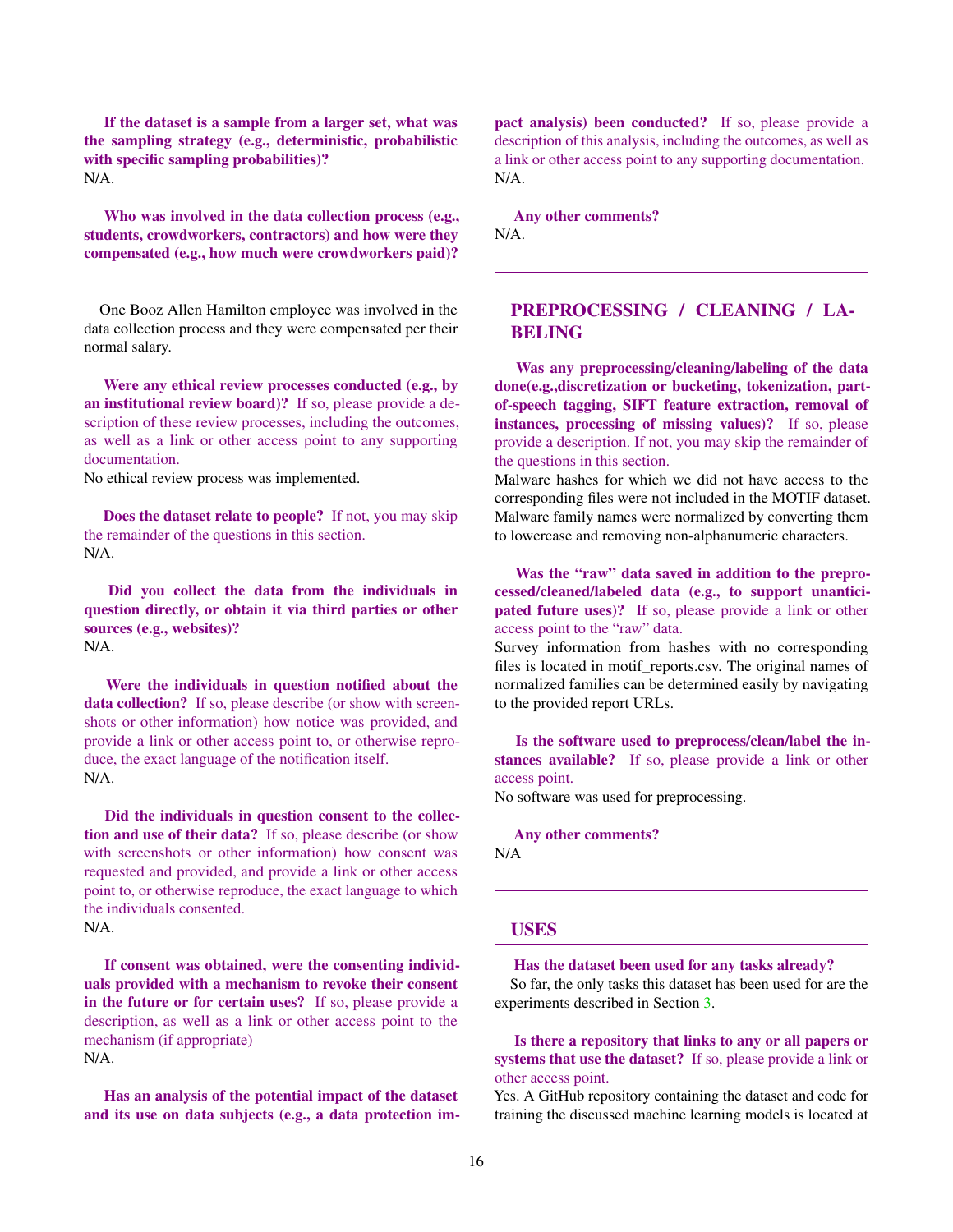**If the dataset is a sample from a larger set, what was the sampling strategy (e.g., deterministic, probabilistic with specific sampling probabilities)?**
N/A.

**Who was involved in the data collection process (e.g., students, crowdworkers, contractors) and how were they compensated (e.g., how much were crowdworkers paid)?**

One Booz Allen Hamilton employee was involved in the data collection process and they were compensated per their normal salary.

**Were any ethical review processes conducted (e.g., by an institutional review board)?** If so, please provide a description of these review processes, including the outcomes, as well as a link or other access point to any supporting documentation.
No ethical review process was implemented.

**Does the dataset relate to people?** If not, you may skip the remainder of the questions in this section.
N/A.

**Did you collect the data from the individuals in question directly, or obtain it via third parties or other sources (e.g., websites)?**
N/A.

**Were the individuals in question notified about the data collection?** If so, please describe (or show with screenshots or other information) how notice was provided, and provide a link or other access point to, or otherwise reproduce, the exact language of the notification itself.
N/A.

**Did the individuals in question consent to the collection and use of their data?** If so, please describe (or show with screenshots or other information) how consent was requested and provided, and provide a link or other access point to, or otherwise reproduce, the exact language to which the individuals consented.
N/A.

**If consent was obtained, were the consenting individuals provided with a mechanism to revoke their consent in the future or for certain uses?** If so, please provide a description, as well as a link or other access point to the mechanism (if appropriate)
N/A.

**Has an analysis of the potential impact of the dataset and its use on data subjects (e.g., a data protection impact analysis) been conducted?** If so, please provide a description of this analysis, including the outcomes, as well as a link or other access point to any supporting documentation.
N/A.

**Any other comments?**
N/A.

## PREPROCESSING / CLEANING / LABELING

**Was any preprocessing/cleaning/labeling of the data done(e.g.,discretization or bucketing, tokenization, part-of-speech tagging, SIFT feature extraction, removal of instances, processing of missing values)?** If so, please provide a description. If not, you may skip the remainder of the questions in this section.
Malware hashes for which we did not have access to the corresponding files were not included in the MOTIF dataset. Malware family names were normalized by converting them to lowercase and removing non-alphanumeric characters.

**Was the "raw" data saved in addition to the preprocessed/cleaned/labeled data (e.g., to support unanticipated future uses)?** If so, please provide a link or other access point to the "raw" data.
Survey information from hashes with no corresponding files is located in motif_reports.csv. The original names of normalized families can be determined easily by navigating to the provided report URLs.

**Is the software used to preprocess/clean/label the instances available?** If so, please provide a link or other access point.
No software was used for preprocessing.

**Any other comments?**
N/A

## USES

**Has the dataset been used for any tasks already?**
So far, the only tasks this dataset has been used for are the experiments described in Section 3.

**Is there a repository that links to any or all papers or systems that use the dataset?** If so, please provide a link or other access point.
Yes. A GitHub repository containing the dataset and code for training the discussed machine learning models is located at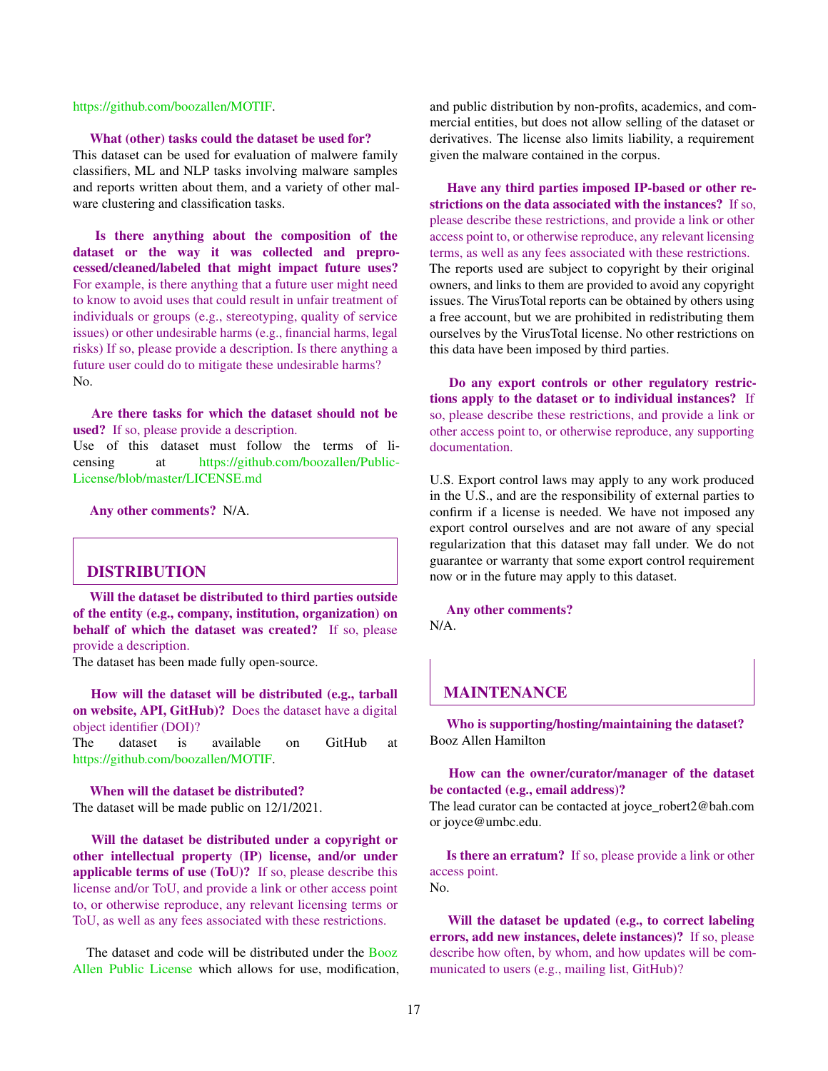https://github.com/boozallen/MOTIF.

**What (other) tasks could the dataset be used for?**
This dataset can be used for evaluation of malwere family classifiers, ML and NLP tasks involving malware samples and reports written about them, and a variety of other malware clustering and classification tasks.

**Is there anything about the composition of the dataset or the way it was collected and preprocessed/cleaned/labeled that might impact future uses?** For example, is there anything that a future user might need to know to avoid uses that could result in unfair treatment of individuals or groups (e.g., stereotyping, quality of service issues) or other undesirable harms (e.g., financial harms, legal risks) If so, please provide a description. Is there anything a future user could do to mitigate these undesirable harms?
No.

**Are there tasks for which the dataset should not be used?** If so, please provide a description.
Use of this dataset must follow the terms of licensing at https://github.com/boozallen/Public-License/blob/master/LICENSE.md

**Any other comments?** N/A.

## DISTRIBUTION

**Will the dataset be distributed to third parties outside of the entity (e.g., company, institution, organization) on behalf of which the dataset was created?** If so, please provide a description.
The dataset has been made fully open-source.

**How will the dataset will be distributed (e.g., tarball on website, API, GitHub)?** Does the dataset have a digital object identifier (DOI)?
The dataset is available on GitHub at https://github.com/boozallen/MOTIF.

**When will the dataset be distributed?**
The dataset will be made public on 12/1/2021.

**Will the dataset be distributed under a copyright or other intellectual property (IP) license, and/or under applicable terms of use (ToU)?** If so, please describe this license and/or ToU, and provide a link or other access point to, or otherwise reproduce, any relevant licensing terms or ToU, as well as any fees associated with these restrictions.

The dataset and code will be distributed under the Booz Allen Public License which allows for use, modification, and public distribution by non-profits, academics, and commercial entities, but does not allow selling of the dataset or derivatives. The license also limits liability, a requirement given the malware contained in the corpus.

**Have any third parties imposed IP-based or other restrictions on the data associated with the instances?** If so, please describe these restrictions, and provide a link or other access point to, or otherwise reproduce, any relevant licensing terms, as well as any fees associated with these restrictions.
The reports used are subject to copyright by their original owners, and links to them are provided to avoid any copyright issues. The VirusTotal reports can be obtained by others using a free account, but we are prohibited in redistributing them ourselves by the VirusTotal license. No other restrictions on this data have been imposed by third parties.

**Do any export controls or other regulatory restrictions apply to the dataset or to individual instances?** If so, please describe these restrictions, and provide a link or other access point to, or otherwise reproduce, any supporting documentation.

U.S. Export control laws may apply to any work produced in the U.S., and are the responsibility of external parties to confirm if a license is needed. We have not imposed any export control ourselves and are not aware of any special regularization that this dataset may fall under. We do not guarantee or warranty that some export control requirement now or in the future may apply to this dataset.

**Any other comments?**
N/A.

## MAINTENANCE

**Who is supporting/hosting/maintaining the dataset?**
Booz Allen Hamilton

**How can the owner/curator/manager of the dataset be contacted (e.g., email address)?**
The lead curator can be contacted at joyce_robert2@bah.com or joyce@umbc.edu.

**Is there an erratum?** If so, please provide a link or other access point.
No.

**Will the dataset be updated (e.g., to correct labeling errors, add new instances, delete instances)?** If so, please describe how often, by whom, and how updates will be communicated to users (e.g., mailing list, GitHub)?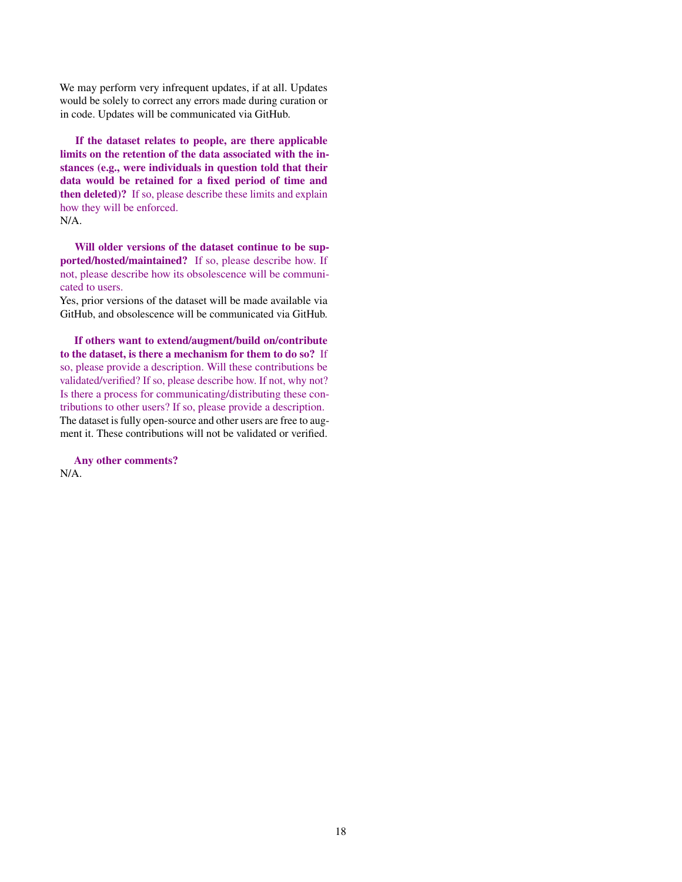We may perform very infrequent updates, if at all. Updates would be solely to correct any errors made during curation or in code. Updates will be communicated via GitHub.

**If the dataset relates to people, are there applicable limits on the retention of the data associated with the instances (e.g., were individuals in question told that their data would be retained for a fixed period of time and then deleted)?** If so, please describe these limits and explain how they will be enforced.
N/A.

**Will older versions of the dataset continue to be supported/hosted/maintained?** If so, please describe how. If not, please describe how its obsolescence will be communicated to users.
Yes, prior versions of the dataset will be made available via GitHub, and obsolescence will be communicated via GitHub.

**If others want to extend/augment/build on/contribute to the dataset, is there a mechanism for them to do so?** If so, please provide a description. Will these contributions be validated/verified? If so, please describe how. If not, why not? Is there a process for communicating/distributing these contributions to other users? If so, please provide a description.
The dataset is fully open-source and other users are free to augment it. These contributions will not be validated or verified.

**Any other comments?**
N/A.